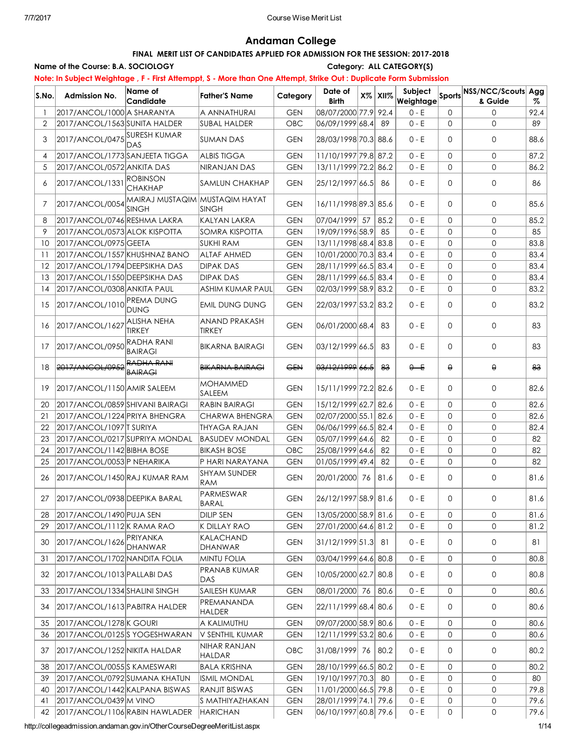# Andaman College

## FINAL MERIT LIST OF CANDIDATES APPLIED FOR ADMISSION FOR THE SESSION: 2017-2018

**Name of the Course: B.A. SOCIOLOGY** **Category: ALL CATEGORY(S)**

**Note: In Subject Weightage , F - First Attemppt, S - More than One Attempt, Strike Out : Duplicate Form Submission**

| S.No. | Admission No. | Name of Candidate | Father'S Name | Category | Date of Birth | X% | XII% | Subject Weightage | Sports | NSS/NCC/Scouts & Guide | Agg % |
|---|---|---|---|---|---|---|---|---|---|---|---|
| 1 | 2017/ANCOL/1000 | A SHARANYA | A ANNATHURAI | GEN | 08/07/2000 | 77.9 | 92.4 | 0 - E | 0 | 0 | 92.4 |
| 2 | 2017/ANCOL/1563 | SUNITA HALDER | SUBAL HALDER | OBC | 06/09/1999 | 68.4 | 89 | 0 - E | 0 | 0 | 89 |
| 3 | 2017/ANCOL/0475 | SURESH KUMAR DAS | SUMAN DAS | GEN | 28/03/1998 | 70.3 | 88.6 | 0 - E | 0 | 0 | 88.6 |
| 4 | 2017/ANCOL/1773 | SANJEETA TIGGA | ALBIS TIGGA | GEN | 11/10/1997 | 79.8 | 87.2 | 0 - E | 0 | 0 | 87.2 |
| 5 | 2017/ANCOL/0572 | ANKITA DAS | NIRANJAN DAS | GEN | 13/11/1999 | 72.2 | 86.2 | 0 - E | 0 | 0 | 86.2 |
| 6 | 2017/ANCOL/1331 | ROBINSON CHAKHAP | SAMLUN CHAKHAP | GEN | 25/12/1997 | 66.5 | 86 | 0 - E | 0 | 0 | 86 |
| 7 | 2017/ANCOL/0054 | MAIRAJ MUSTAQIM SINGH | MUSTAQIM HAYAT SINGH | GEN | 16/11/1998 | 89.3 | 85.6 | 0 - E | 0 | 0 | 85.6 |
| 8 | 2017/ANCOL/0746 | RESHMA LAKRA | KALYAN LAKRA | GEN | 07/04/1999 | 57 | 85.2 | 0 - E | 0 | 0 | 85.2 |
| 9 | 2017/ANCOL/0573 | ALOK KISPOTTA | SOMRA KISPOTTA | GEN | 19/09/1996 | 58.9 | 85 | 0 - E | 0 | 0 | 85 |
| 10 | 2017/ANCOL/0975 | GEETA | SUKHI RAM | GEN | 13/11/1998 | 68.4 | 83.8 | 0 - E | 0 | 0 | 83.8 |
| 11 | 2017/ANCOL/1557 | KHUSHNAZ BANO | ALTAF AHMED | GEN | 10/01/2000 | 70.3 | 83.4 | 0 - E | 0 | 0 | 83.4 |
| 12 | 2017/ANCOL/1794 | DEEPSIKHA DAS | DIPAK DAS | GEN | 28/11/1999 | 66.5 | 83.4 | 0 - E | 0 | 0 | 83.4 |
| 13 | 2017/ANCOL/1550 | DEEPSIKHA DAS | DIPAK DAS | GEN | 28/11/1999 | 66.5 | 83.4 | 0 - E | 0 | 0 | 83.4 |
| 14 | 2017/ANCOL/0308 | ANKITA PAUL | ASHIM KUMAR PAUL | GEN | 02/03/1999 | 58.9 | 83.2 | 0 - E | 0 | 0 | 83.2 |
| 15 | 2017/ANCOL/1010 | PREMA DUNG DUNG | EMIL DUNG DUNG | GEN | 22/03/1997 | 53.2 | 83.2 | 0 - E | 0 | 0 | 83.2 |
| 16 | 2017/ANCOL/1627 | ALISHA NEHA TIRKEY | ANAND PRAKASH TIRKEY | GEN | 06/01/2000 | 68.4 | 83 | 0 - E | 0 | 0 | 83 |
| 17 | 2017/ANCOL/0950 | RADHA RANI BAIRAGI | BIKARNA BAIRAGI | GEN | 03/12/1999 | 66.5 | 83 | 0 - E | 0 | 0 | 83 |
| 18 | ~~2017/ANCOL/0952~~ | ~~RADHA RANI BAIRAGI~~ | ~~BIKARNA BAIRAGI~~ | ~~GEN~~ | ~~03/12/1999~~ | ~~66.5~~ | ~~83~~ | ~~0 - E~~ | ~~0~~ | ~~0~~ | ~~83~~ |
| 19 | 2017/ANCOL/1150 | AMIR SALEEM | MOHAMMED SALEEM | GEN | 15/11/1999 | 72.2 | 82.6 | 0 - E | 0 | 0 | 82.6 |
| 20 | 2017/ANCOL/0859 | SHIVANI BAIRAGI | RABIN BAIRAGI | GEN | 15/12/1999 | 62.7 | 82.6 | 0 - E | 0 | 0 | 82.6 |
| 21 | 2017/ANCOL/1224 | PRIYA BHENGRA | CHARWA BHENGRA | GEN | 02/07/2000 | 55.1 | 82.6 | 0 - E | 0 | 0 | 82.6 |
| 22 | 2017/ANCOL/1097 | T SURIYA | THYAGA RAJAN | GEN | 06/06/1999 | 66.5 | 82.4 | 0 - E | 0 | 0 | 82.4 |
| 23 | 2017/ANCOL/0217 | SUPRIYA MONDAL | BASUDEV MONDAL | GEN | 05/07/1999 | 64.6 | 82 | 0 - E | 0 | 0 | 82 |
| 24 | 2017/ANCOL/1142 | BIBHA BOSE | BIKASH BOSE | OBC | 25/08/1999 | 64.6 | 82 | 0 - E | 0 | 0 | 82 |
| 25 | 2017/ANCOL/0053 | P NEHARIKA | P HARI NARAYANA | GEN | 01/05/1999 | 49.4 | 82 | 0 - E | 0 | 0 | 82 |
| 26 | 2017/ANCOL/1450 | RAJ KUMAR RAM | SHYAM SUNDER RAM | GEN | 20/01/2000 | 76 | 81.6 | 0 - E | 0 | 0 | 81.6 |
| 27 | 2017/ANCOL/0938 | DEEPIKA BARAL | PARMESWAR BARAL | GEN | 26/12/1997 | 58.9 | 81.6 | 0 - E | 0 | 0 | 81.6 |
| 28 | 2017/ANCOL/1490 | PUJA SEN | DILIP SEN | GEN | 13/05/2000 | 58.9 | 81.6 | 0 - E | 0 | 0 | 81.6 |
| 29 | 2017/ANCOL/1112 | K RAMA RAO | K DILLAY RAO | GEN | 27/01/2000 | 64.6 | 81.2 | 0 - E | 0 | 0 | 81.2 |
| 30 | 2017/ANCOL/1626 | PRIYANKA DHANWAR | KALACHAND DHANWAR | GEN | 31/12/1999 | 51.3 | 81 | 0 - E | 0 | 0 | 81 |
| 31 | 2017/ANCOL/1702 | NANDITA FOLIA | MINTU FOLIA | GEN | 03/04/1999 | 64.6 | 80.8 | 0 - E | 0 | 0 | 80.8 |
| 32 | 2017/ANCOL/1013 | PALLABI DAS | PRANAB KUMAR DAS | GEN | 10/05/2000 | 62.7 | 80.8 | 0 - E | 0 | 0 | 80.8 |
| 33 | 2017/ANCOL/1334 | SHALINI SINGH | SAILESH KUMAR | GEN | 08/01/2000 | 76 | 80.6 | 0 - E | 0 | 0 | 80.6 |
| 34 | 2017/ANCOL/1613 | PABITRA HALDER | PREMANANDA HALDER | GEN | 22/11/1999 | 68.4 | 80.6 | 0 - E | 0 | 0 | 80.6 |
| 35 | 2017/ANCOL/1278 | K GOURI | A KALIMUTHU | GEN | 09/07/2000 | 58.9 | 80.6 | 0 - E | 0 | 0 | 80.6 |
| 36 | 2017/ANCOL/0125 | S YOGESHWARAN | V SENTHIL KUMAR | GEN | 12/11/1999 | 53.2 | 80.6 | 0 - E | 0 | 0 | 80.6 |
| 37 | 2017/ANCOL/1252 | NIKITA HALDAR | NIHAR RANJAN HALDAR | OBC | 31/08/1999 | 76 | 80.2 | 0 - E | 0 | 0 | 80.2 |
| 38 | 2017/ANCOL/0055 | S KAMESWARI | BALA KRISHNA | GEN | 28/10/1999 | 66.5 | 80.2 | 0 - E | 0 | 0 | 80.2 |
| 39 | 2017/ANCOL/0792 | SUMANA KHATUN | ISMIL MONDAL | GEN | 19/10/1997 | 70.3 | 80 | 0 - E | 0 | 0 | 80 |
| 40 | 2017/ANCOL/1442 | KALPANA BISWAS | RANJIT BISWAS | GEN | 11/01/2000 | 66.5 | 79.8 | 0 - E | 0 | 0 | 79.8 |
| 41 | 2017/ANCOL/0439 | M VINO | S MATHIYAZHAKAN | GEN | 28/01/1999 | 74.1 | 79.6 | 0 - E | 0 | 0 | 79.6 |
| 42 | 2017/ANCOL/1106 | RABIN HAWLADER | HARICHAN | GEN | 06/10/1997 | 60.8 | 79.6 | 0 - E | 0 | 0 | 79.6 |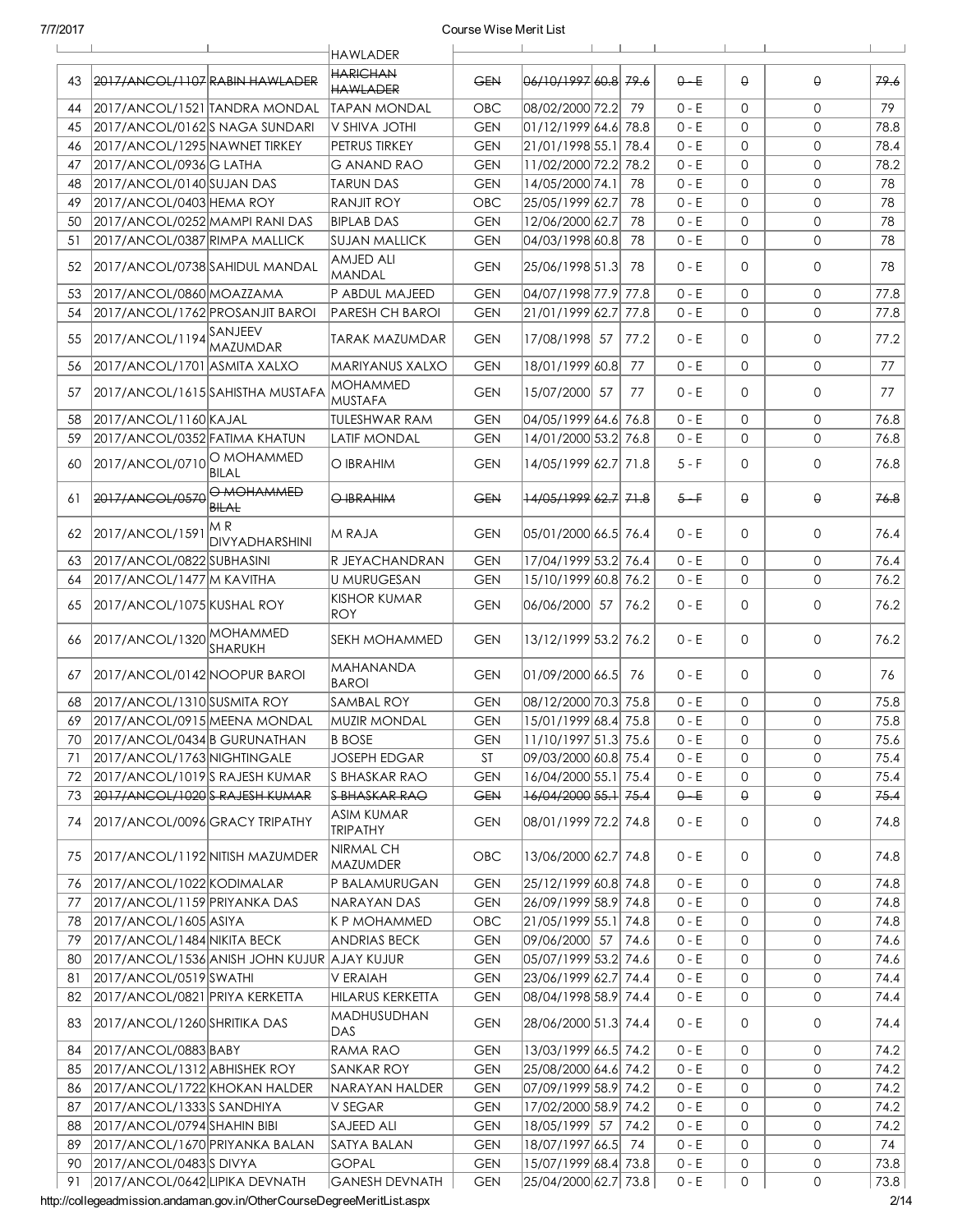| | | | HAWLADER | | | | | | | | |
|---|---|---|---|---|---|---|---|---|---|---|---|
| 43 | ~~2017/ANCOL/1107~~ | ~~RABIN HAWLADER~~ | ~~HARICHAN HAWLADER~~ | ~~GEN~~ | ~~06/10/1997~~ | ~~60.8~~ | ~~79.6~~ | ~~0 - E~~ | ~~0~~ | ~~0~~ | ~~79.6~~ |
| 44 | 2017/ANCOL/1521 | TANDRA MONDAL | TAPAN MONDAL | OBC | 08/02/2000 | 72.2 | 79 | 0 - E | 0 | 0 | 79 |
| 45 | 2017/ANCOL/0162 | S NAGA SUNDARI | V SHIVA JOTHI | GEN | 01/12/1999 | 64.6 | 78.8 | 0 - E | 0 | 0 | 78.8 |
| 46 | 2017/ANCOL/1295 | NAWNET TIRKEY | PETRUS TIRKEY | GEN | 21/01/1998 | 55.1 | 78.4 | 0 - E | 0 | 0 | 78.4 |
| 47 | 2017/ANCOL/0936 | G LATHA | G ANAND RAO | GEN | 11/02/2000 | 72.2 | 78.2 | 0 - E | 0 | 0 | 78.2 |
| 48 | 2017/ANCOL/0140 | SUJAN DAS | TARUN DAS | GEN | 14/05/2000 | 74.1 | 78 | 0 - E | 0 | 0 | 78 |
| 49 | 2017/ANCOL/0403 | HEMA ROY | RANJIT ROY | OBC | 25/05/1999 | 62.7 | 78 | 0 - E | 0 | 0 | 78 |
| 50 | 2017/ANCOL/0252 | MAMPI RANI DAS | BIPLAB DAS | GEN | 12/06/2000 | 62.7 | 78 | 0 - E | 0 | 0 | 78 |
| 51 | 2017/ANCOL/0387 | RIMPA MALLICK | SUJAN MALLICK | GEN | 04/03/1998 | 60.8 | 78 | 0 - E | 0 | 0 | 78 |
| 52 | 2017/ANCOL/0738 | SAHIDUL MANDAL | AMJED ALI MANDAL | GEN | 25/06/1998 | 51.3 | 78 | 0 - E | 0 | 0 | 78 |
| 53 | 2017/ANCOL/0860 | MOAZZAMA | P ABDUL MAJEED | GEN | 04/07/1998 | 77.9 | 77.8 | 0 - E | 0 | 0 | 77.8 |
| 54 | 2017/ANCOL/1762 | PROSANJIT BAROI | PARESH CH BAROI | GEN | 21/01/1999 | 62.7 | 77.8 | 0 - E | 0 | 0 | 77.8 |
| 55 | 2017/ANCOL/1194 | SANJEEV MAZUMDAR | TARAK MAZUMDAR | GEN | 17/08/1998 | 57 | 77.2 | 0 - E | 0 | 0 | 77.2 |
| 56 | 2017/ANCOL/1701 | ASMITA XALXO | MARIYANUS XALXO | GEN | 18/01/1999 | 60.8 | 77 | 0 - E | 0 | 0 | 77 |
| 57 | 2017/ANCOL/1615 | SAHISTHA MUSTAFA | MOHAMMED MUSTAFA | GEN | 15/07/2000 | 57 | 77 | 0 - E | 0 | 0 | 77 |
| 58 | 2017/ANCOL/1160 | KAJAL | TULESHWAR RAM | GEN | 04/05/1999 | 64.6 | 76.8 | 0 - E | 0 | 0 | 76.8 |
| 59 | 2017/ANCOL/0352 | FATIMA KHATUN | LATIF MONDAL | GEN | 14/01/2000 | 53.2 | 76.8 | 0 - E | 0 | 0 | 76.8 |
| 60 | 2017/ANCOL/0710 | O MOHAMMED BILAL | O IBRAHIM | GEN | 14/05/1999 | 62.7 | 71.8 | 5 - F | 0 | 0 | 76.8 |
| 61 | ~~2017/ANCOL/0570~~ | ~~O MOHAMMED BILAL~~ | ~~O IBRAHIM~~ | ~~GEN~~ | ~~14/05/1999~~ | ~~62.7~~ | ~~71.8~~ | ~~5 - F~~ | ~~0~~ | ~~0~~ | ~~76.8~~ |
| 62 | 2017/ANCOL/1591 | M R DIVYADHARSHINI | M RAJA | GEN | 05/01/2000 | 66.5 | 76.4 | 0 - E | 0 | 0 | 76.4 |
| 63 | 2017/ANCOL/0822 | SUBHASINI | R JEYACHANDRAN | GEN | 17/04/1999 | 53.2 | 76.4 | 0 - E | 0 | 0 | 76.4 |
| 64 | 2017/ANCOL/1477 | M KAVITHA | U MURUGESAN | GEN | 15/10/1999 | 60.8 | 76.2 | 0 - E | 0 | 0 | 76.2 |
| 65 | 2017/ANCOL/1075 | KUSHAL ROY | KISHOR KUMAR ROY | GEN | 06/06/2000 | 57 | 76.2 | 0 - E | 0 | 0 | 76.2 |
| 66 | 2017/ANCOL/1320 | MOHAMMED SHARUKH | SEKH MOHAMMED | GEN | 13/12/1999 | 53.2 | 76.2 | 0 - E | 0 | 0 | 76.2 |
| 67 | 2017/ANCOL/0142 | NOOPUR BAROI | MAHANANDA BAROI | GEN | 01/09/2000 | 66.5 | 76 | 0 - E | 0 | 0 | 76 |
| 68 | 2017/ANCOL/1310 | SUSMITA ROY | SAMBAL ROY | GEN | 08/12/2000 | 70.3 | 75.8 | 0 - E | 0 | 0 | 75.8 |
| 69 | 2017/ANCOL/0915 | MEENA MONDAL | MUZIR MONDAL | GEN | 15/01/1999 | 68.4 | 75.8 | 0 - E | 0 | 0 | 75.8 |
| 70 | 2017/ANCOL/0434 | B GURUNATHAN | B BOSE | GEN | 11/10/1997 | 51.3 | 75.6 | 0 - E | 0 | 0 | 75.6 |
| 71 | 2017/ANCOL/1763 | NIGHTINGALE | JOSEPH EDGAR | ST | 09/03/2000 | 60.8 | 75.4 | 0 - E | 0 | 0 | 75.4 |
| 72 | 2017/ANCOL/1019 | S RAJESH KUMAR | S BHASKAR RAO | GEN | 16/04/2000 | 55.1 | 75.4 | 0 - E | 0 | 0 | 75.4 |
| 73 | ~~2017/ANCOL/1020~~ | ~~S RAJESH KUMAR~~ | ~~S BHASKAR RAO~~ | ~~GEN~~ | ~~16/04/2000~~ | ~~55.1~~ | ~~75.4~~ | ~~0 - E~~ | ~~0~~ | ~~0~~ | ~~75.4~~ |
| 74 | 2017/ANCOL/0096 | GRACY TRIPATHY | ASIM KUMAR TRIPATHY | GEN | 08/01/1999 | 72.2 | 74.8 | 0 - E | 0 | 0 | 74.8 |
| 75 | 2017/ANCOL/1192 | NITISH MAZUMDER | NIRMAL CH MAZUMDER | OBC | 13/06/2000 | 62.7 | 74.8 | 0 - E | 0 | 0 | 74.8 |
| 76 | 2017/ANCOL/1022 | KODIMALAR | P BALAMURUGAN | GEN | 25/12/1999 | 60.8 | 74.8 | 0 - E | 0 | 0 | 74.8 |
| 77 | 2017/ANCOL/1159 | PRIYANKA DAS | NARAYAN DAS | GEN | 26/09/1999 | 58.9 | 74.8 | 0 - E | 0 | 0 | 74.8 |
| 78 | 2017/ANCOL/1605 | ASIYA | K P MOHAMMED | OBC | 21/05/1999 | 55.1 | 74.8 | 0 - E | 0 | 0 | 74.8 |
| 79 | 2017/ANCOL/1484 | NIKITA BECK | ANDRIAS BECK | GEN | 09/06/2000 | 57 | 74.6 | 0 - E | 0 | 0 | 74.6 |
| 80 | 2017/ANCOL/1536 | ANISH JOHN KUJUR | AJAY KUJUR | GEN | 05/07/1999 | 53.2 | 74.6 | 0 - E | 0 | 0 | 74.6 |
| 81 | 2017/ANCOL/0519 | SWATHI | V ERAIAH | GEN | 23/06/1999 | 62.7 | 74.4 | 0 - E | 0 | 0 | 74.4 |
| 82 | 2017/ANCOL/0821 | PRIYA KERKETTA | HILARUS KERKETTA | GEN | 08/04/1998 | 58.9 | 74.4 | 0 - E | 0 | 0 | 74.4 |
| 83 | 2017/ANCOL/1260 | SHRITIKA DAS | MADHUSUDHAN DAS | GEN | 28/06/2000 | 51.3 | 74.4 | 0 - E | 0 | 0 | 74.4 |
| 84 | 2017/ANCOL/0883 | BABY | RAMA RAO | GEN | 13/03/1999 | 66.5 | 74.2 | 0 - E | 0 | 0 | 74.2 |
| 85 | 2017/ANCOL/1312 | ABHISHEK ROY | SANKAR ROY | GEN | 25/08/2000 | 64.6 | 74.2 | 0 - E | 0 | 0 | 74.2 |
| 86 | 2017/ANCOL/1722 | KHOKAN HALDER | NARAYAN HALDER | GEN | 07/09/1999 | 58.9 | 74.2 | 0 - E | 0 | 0 | 74.2 |
| 87 | 2017/ANCOL/1333 | S SANDHIYA | V SEGAR | GEN | 17/02/2000 | 58.9 | 74.2 | 0 - E | 0 | 0 | 74.2 |
| 88 | 2017/ANCOL/0794 | SHAHIN BIBI | SAJEED ALI | GEN | 18/05/1999 | 57 | 74.2 | 0 - E | 0 | 0 | 74.2 |
| 89 | 2017/ANCOL/1670 | PRIYANKA BALAN | SATYA BALAN | GEN | 18/07/1997 | 66.5 | 74 | 0 - E | 0 | 0 | 74 |
| 90 | 2017/ANCOL/0483 | S DIVYA | GOPAL | GEN | 15/07/1999 | 68.4 | 73.8 | 0 - E | 0 | 0 | 73.8 |
| 91 | 2017/ANCOL/0642 | LIPIKA DEVNATH | GANESH DEVNATH | GEN | 25/04/2000 | 62.7 | 73.8 | 0 - E | 0 | 0 | 73.8 |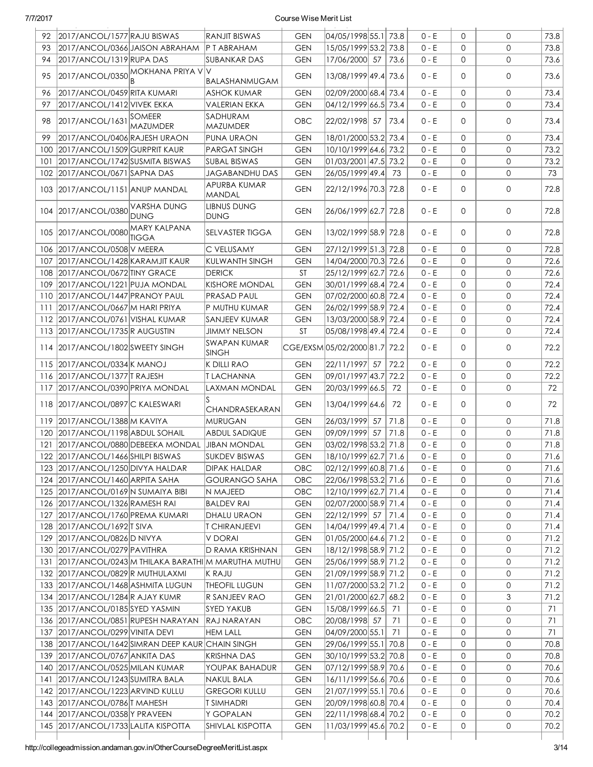| 92 | 2017/ANCOL/1577 | RAJU BISWAS | RANJIT BISWAS | GEN | 04/05/1998 | 55.1 | 73.8 | 0 - E | 0 | 0 | 73.8 |
|---|---|---|---|---|---|---|---|---|---|---|---|
| 93 | 2017/ANCOL/0366 | JAISON ABRAHAM | P T ABRAHAM | GEN | 15/05/1999 | 53.2 | 73.8 | 0 - E | 0 | 0 | 73.8 |
| 94 | 2017/ANCOL/1319 | RUPA DAS | SUBANKAR DAS | GEN | 17/06/2000 | 57 | 73.6 | 0 - E | 0 | 0 | 73.6 |
| 95 | 2017/ANCOL/0350 | MOKHANA PRIYA V B | V BALASHANMUGAM | GEN | 13/08/1999 | 49.4 | 73.6 | 0 - E | 0 | 0 | 73.6 |
| 96 | 2017/ANCOL/0459 | RITA KUMARI | ASHOK KUMAR | GEN | 02/09/2000 | 68.4 | 73.4 | 0 - E | 0 | 0 | 73.4 |
| 97 | 2017/ANCOL/1412 | VIVEK EKKA | VALERIAN EKKA | GEN | 04/12/1999 | 66.5 | 73.4 | 0 - E | 0 | 0 | 73.4 |
| 98 | 2017/ANCOL/1631 | SOMEER MAZUMDER | SADHURAM MAZUMDER | OBC | 22/02/1998 | 57 | 73.4 | 0 - E | 0 | 0 | 73.4 |
| 99 | 2017/ANCOL/0406 | RAJESH URAON | PUNA URAON | GEN | 18/01/2000 | 53.2 | 73.4 | 0 - E | 0 | 0 | 73.4 |
| 100 | 2017/ANCOL/1509 | GURPRIT KAUR | PARGAT SINGH | GEN | 10/10/1999 | 64.6 | 73.2 | 0 - E | 0 | 0 | 73.2 |
| 101 | 2017/ANCOL/1742 | SUSMITA BISWAS | SUBAL BISWAS | GEN | 01/03/2001 | 47.5 | 73.2 | 0 - E | 0 | 0 | 73.2 |
| 102 | 2017/ANCOL/0671 | SAPNA DAS | JAGABANDHU DAS | GEN | 26/05/1999 | 49.4 | 73 | 0 - E | 0 | 0 | 73 |
| 103 | 2017/ANCOL/1151 | ANUP MANDAL | APURBA KUMAR MANDAL | GEN | 22/12/1996 | 70.3 | 72.8 | 0 - E | 0 | 0 | 72.8 |
| 104 | 2017/ANCOL/0380 | VARSHA DUNG DUNG | LIBNUS DUNG DUNG | GEN | 26/06/1999 | 62.7 | 72.8 | 0 - E | 0 | 0 | 72.8 |
| 105 | 2017/ANCOL/0080 | MARY KALPANA TIGGA | SELVASTER TIGGA | GEN | 13/02/1999 | 58.9 | 72.8 | 0 - E | 0 | 0 | 72.8 |
| 106 | 2017/ANCOL/0508 | V MEERA | C VELUSAMY | GEN | 27/12/1999 | 51.3 | 72.8 | 0 - E | 0 | 0 | 72.8 |
| 107 | 2017/ANCOL/1428 | KARAMJIT KAUR | KULWANTH SINGH | GEN | 14/04/2000 | 70.3 | 72.6 | 0 - E | 0 | 0 | 72.6 |
| 108 | 2017/ANCOL/0672 | TINY GRACE | DERICK | ST | 25/12/1999 | 62.7 | 72.6 | 0 - E | 0 | 0 | 72.6 |
| 109 | 2017/ANCOL/1221 | PUJA MONDAL | KISHORE MONDAL | GEN | 30/01/1999 | 68.4 | 72.4 | 0 - E | 0 | 0 | 72.4 |
| 110 | 2017/ANCOL/1447 | PRANOY PAUL | PRASAD PAUL | GEN | 07/02/2000 | 60.8 | 72.4 | 0 - E | 0 | 0 | 72.4 |
| 111 | 2017/ANCOL/0667 | M HARI PRIYA | P MUTHU KUMAR | GEN | 26/02/1999 | 58.9 | 72.4 | 0 - E | 0 | 0 | 72.4 |
| 112 | 2017/ANCOL/0761 | VISHAL KUMAR | SANJEEV KUMAR | GEN | 13/03/2000 | 58.9 | 72.4 | 0 - E | 0 | 0 | 72.4 |
| 113 | 2017/ANCOL/1735 | R AUGUSTIN | JIMMY NELSON | ST | 05/08/1998 | 49.4 | 72.4 | 0 - E | 0 | 0 | 72.4 |
| 114 | 2017/ANCOL/1802 | SWEETY SINGH | SWAPAN KUMAR SINGH | CGE/EXSM | 05/02/2000 | 81.7 | 72.2 | 0 - E | 0 | 0 | 72.2 |
| 115 | 2017/ANCOL/0334 | K MANOJ | K DILLI RAO | GEN | 22/11/1997 | 57 | 72.2 | 0 - E | 0 | 0 | 72.2 |
| 116 | 2017/ANCOL/1377 | T RAJESH | T LACHANNA | GEN | 09/01/1997 | 43.7 | 72.2 | 0 - E | 0 | 0 | 72.2 |
| 117 | 2017/ANCOL/0390 | PRIYA MONDAL | LAXMAN MONDAL | GEN | 20/03/1999 | 66.5 | 72 | 0 - E | 0 | 0 | 72 |
| 118 | 2017/ANCOL/0897 | C KALESWARI | S CHANDRASEKARAN | GEN | 13/04/1999 | 64.6 | 72 | 0 - E | 0 | 0 | 72 |
| 119 | 2017/ANCOL/1388 | M KAVIYA | MURUGAN | GEN | 26/03/1999 | 57 | 71.8 | 0 - E | 0 | 0 | 71.8 |
| 120 | 2017/ANCOL/1198 | ABDUL SOHAIL | ABDUL SADIQUE | GEN | 09/09/1999 | 57 | 71.8 | 0 - E | 0 | 0 | 71.8 |
| 121 | 2017/ANCOL/0880 | DEBEEKA MONDAL | JIBAN MONDAL | GEN | 03/02/1998 | 53.2 | 71.8 | 0 - E | 0 | 0 | 71.8 |
| 122 | 2017/ANCOL/1466 | SHILPI BISWAS | SUKDEV BISWAS | GEN | 18/10/1999 | 62.7 | 71.6 | 0 - E | 0 | 0 | 71.6 |
| 123 | 2017/ANCOL/1250 | DIVYA HALDAR | DIPAK HALDAR | OBC | 02/12/1999 | 60.8 | 71.6 | 0 - E | 0 | 0 | 71.6 |
| 124 | 2017/ANCOL/1460 | ARPITA SAHA | GOURANGO SAHA | OBC | 22/06/1998 | 53.2 | 71.6 | 0 - E | 0 | 0 | 71.6 |
| 125 | 2017/ANCOL/0169 | N SUMAIYA BIBI | N MAJEED | OBC | 12/10/1999 | 62.7 | 71.4 | 0 - E | 0 | 0 | 71.4 |
| 126 | 2017/ANCOL/1326 | RAMESH RAI | BALDEV RAI | GEN | 02/07/2000 | 58.9 | 71.4 | 0 - E | 0 | 0 | 71.4 |
| 127 | 2017/ANCOL/1760 | PREMA KUMARI | DHALU URAON | GEN | 22/12/1999 | 57 | 71.4 | 0 - E | 0 | 0 | 71.4 |
| 128 | 2017/ANCOL/1692 | T SIVA | T CHIRANJEEVI | GEN | 14/04/1999 | 49.4 | 71.4 | 0 - E | 0 | 0 | 71.4 |
| 129 | 2017/ANCOL/0826 | D NIVYA | V DORAI | GEN | 01/05/2000 | 64.6 | 71.2 | 0 - E | 0 | 0 | 71.2 |
| 130 | 2017/ANCOL/0279 | PAVITHRA | D RAMA KRISHNAN | GEN | 18/12/1998 | 58.9 | 71.2 | 0 - E | 0 | 0 | 71.2 |
| 131 | 2017/ANCOL/0243 | M THILAKA BARATHI | M MARUTHA MUTHU | GEN | 25/06/1999 | 58.9 | 71.2 | 0 - E | 0 | 0 | 71.2 |
| 132 | 2017/ANCOL/0829 | R MUTHULAXMI | K RAJU | GEN | 21/09/1999 | 58.9 | 71.2 | 0 - E | 0 | 0 | 71.2 |
| 133 | 2017/ANCOL/1468 | ASHMITA LUGUN | THEOFIL LUGUN | GEN | 11/07/2000 | 53.2 | 71.2 | 0 - E | 0 | 0 | 71.2 |
| 134 | 2017/ANCOL/1284 | R AJAY KUMR | R SANJEEV RAO | GEN | 21/01/2000 | 62.7 | 68.2 | 0 - E | 0 | 3 | 71.2 |
| 135 | 2017/ANCOL/0185 | SYED YASMIN | SYED YAKUB | GEN | 15/08/1999 | 66.5 | 71 | 0 - E | 0 | 0 | 71 |
| 136 | 2017/ANCOL/0851 | RUPESH NARAYAN | RAJ NARAYAN | OBC | 20/08/1998 | 57 | 71 | 0 - E | 0 | 0 | 71 |
| 137 | 2017/ANCOL/0299 | VINITA DEVI | HEM LALL | GEN | 04/09/2000 | 55.1 | 71 | 0 - E | 0 | 0 | 71 |
| 138 | 2017/ANCOL/1642 | SIMRAN DEEP KAUR | CHAIN SINGH | GEN | 29/06/1999 | 55.1 | 70.8 | 0 - E | 0 | 0 | 70.8 |
| 139 | 2017/ANCOL/0767 | ANKITA DAS | KRISHNA DAS | GEN | 30/10/1999 | 53.2 | 70.8 | 0 - E | 0 | 0 | 70.8 |
| 140 | 2017/ANCOL/0525 | MILAN KUMAR | YOUPAK BAHADUR | GEN | 07/12/1999 | 58.9 | 70.6 | 0 - E | 0 | 0 | 70.6 |
| 141 | 2017/ANCOL/1243 | SUMITRA BALA | NAKUL BALA | GEN | 16/11/1999 | 56.6 | 70.6 | 0 - E | 0 | 0 | 70.6 |
| 142 | 2017/ANCOL/1223 | ARVIND KULLU | GREGORI KULLU | GEN | 21/07/1999 | 55.1 | 70.6 | 0 - E | 0 | 0 | 70.6 |
| 143 | 2017/ANCOL/0786 | T MAHESH | T SIMHADRI | GEN | 20/09/1998 | 60.8 | 70.4 | 0 - E | 0 | 0 | 70.4 |
| 144 | 2017/ANCOL/0358 | Y PRAVEEN | Y GOPALAN | GEN | 22/11/1998 | 68.4 | 70.2 | 0 - E | 0 | 0 | 70.2 |
| 145 | 2017/ANCOL/1733 | LALITA KISPOTTA | SHIVLAL KISPOTTA | GEN | 11/03/1999 | 45.6 | 70.2 | 0 - E | 0 | 0 | 70.2 |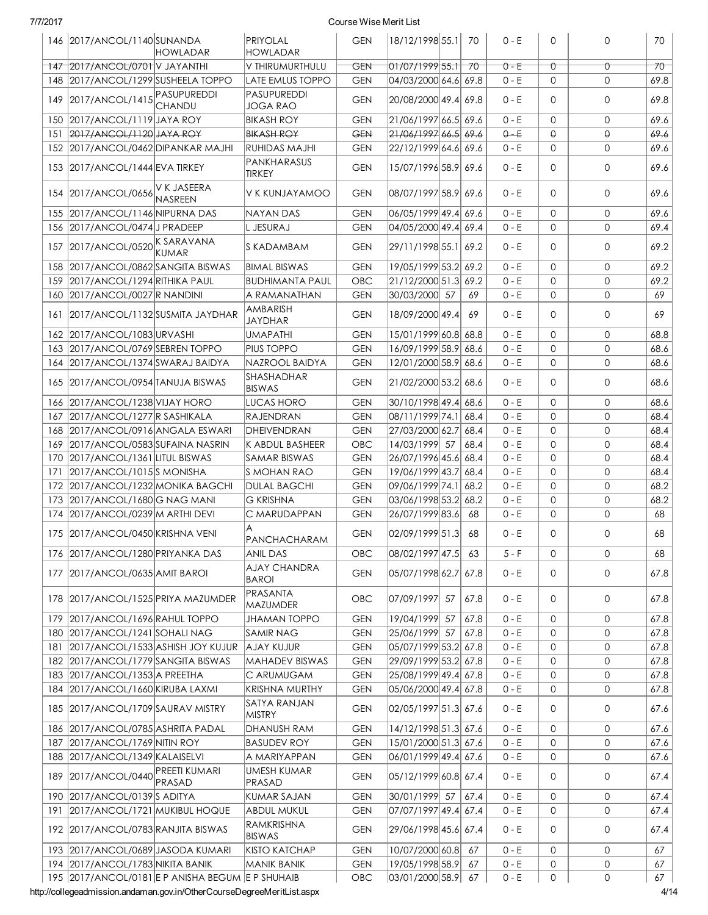| 146 | 2017/ANCOL/1140 | SUNANDA HOWLADAR | PRIYOLAL HOWLADAR | GEN | 18/12/1998 | 55.1 | 70 | 0 - E | 0 | 0 | 70 |
|---|---|---|---|---|---|---|---|---|---|---|---|
| ~~147~~ | ~~2017/ANCOL/0701~~ | ~~V JAYANTHI~~ | ~~V THIRUMURTHULU~~ | ~~GEN~~ | ~~01/07/1999~~ | ~~55.1~~ | ~~70~~ | ~~0 - E~~ | ~~0~~ | ~~0~~ | ~~70~~ |
| 148 | 2017/ANCOL/1299 | SUSHEELA TOPPO | LATE EMLUS TOPPO | GEN | 04/03/2000 | 64.6 | 69.8 | 0 - E | 0 | 0 | 69.8 |
| 149 | 2017/ANCOL/1415 | PASUPUREDDI CHANDU | PASUPUREDDI JOGA RAO | GEN | 20/08/2000 | 49.4 | 69.8 | 0 - E | 0 | 0 | 69.8 |
| 150 | 2017/ANCOL/1119 | JAYA ROY | BIKASH ROY | GEN | 21/06/1997 | 66.5 | 69.6 | 0 - E | 0 | 0 | 69.6 |
| 151 | ~~2017/ANCOL/1120~~ | ~~JAYA ROY~~ | ~~BIKASH ROY~~ | ~~GEN~~ | ~~21/06/1997~~ | ~~66.5~~ | ~~69.6~~ | ~~0 - E~~ | ~~0~~ | ~~0~~ | ~~69.6~~ |
| 152 | 2017/ANCOL/0462 | DIPANKAR MAJHI | RUHIDAS MAJHI | GEN | 22/12/1999 | 64.6 | 69.6 | 0 - E | 0 | 0 | 69.6 |
| 153 | 2017/ANCOL/1444 | EVA TIRKEY | PANKHARASUS TIRKEY | GEN | 15/07/1996 | 58.9 | 69.6 | 0 - E | 0 | 0 | 69.6 |
| 154 | 2017/ANCOL/0656 | V K JASEERA NASREEN | V K KUNJAYAMOO | GEN | 08/07/1997 | 58.9 | 69.6 | 0 - E | 0 | 0 | 69.6 |
| 155 | 2017/ANCOL/1146 | NIPURNA DAS | NAYAN DAS | GEN | 06/05/1999 | 49.4 | 69.6 | 0 - E | 0 | 0 | 69.6 |
| 156 | 2017/ANCOL/0474 | J PRADEEP | L JESURAJ | GEN | 04/05/2000 | 49.4 | 69.4 | 0 - E | 0 | 0 | 69.4 |
| 157 | 2017/ANCOL/0520 | K SARAVANA KUMAR | S KADAMBAM | GEN | 29/11/1998 | 55.1 | 69.2 | 0 - E | 0 | 0 | 69.2 |
| 158 | 2017/ANCOL/0862 | SANGITA BISWAS | BIMAL BISWAS | GEN | 19/05/1999 | 53.2 | 69.2 | 0 - E | 0 | 0 | 69.2 |
| 159 | 2017/ANCOL/1294 | RITHIKA PAUL | BUDHIMANTA PAUL | OBC | 21/12/2000 | 51.3 | 69.2 | 0 - E | 0 | 0 | 69.2 |
| 160 | 2017/ANCOL/0027 | R NANDINI | A RAMANATHAN | GEN | 30/03/2000 | 57 | 69 | 0 - E | 0 | 0 | 69 |
| 161 | 2017/ANCOL/1132 | SUSMITA JAYDHAR | AMBARISH JAYDHAR | GEN | 18/09/2000 | 49.4 | 69 | 0 - E | 0 | 0 | 69 |
| 162 | 2017/ANCOL/1083 | URVASHI | UMAPATHI | GEN | 15/01/1999 | 60.8 | 68.8 | 0 - E | 0 | 0 | 68.8 |
| 163 | 2017/ANCOL/0769 | SEBREN TOPPO | PIUS TOPPO | GEN | 16/09/1999 | 58.9 | 68.6 | 0 - E | 0 | 0 | 68.6 |
| 164 | 2017/ANCOL/1374 | SWARAJ BAIDYA | NAZROOL BAIDYA | GEN | 12/01/2000 | 58.9 | 68.6 | 0 - E | 0 | 0 | 68.6 |
| 165 | 2017/ANCOL/0954 | TANUJA BISWAS | SHASHADHAR BISWAS | GEN | 21/02/2000 | 53.2 | 68.6 | 0 - E | 0 | 0 | 68.6 |
| 166 | 2017/ANCOL/1238 | VIJAY HORO | LUCAS HORO | GEN | 30/10/1998 | 49.4 | 68.6 | 0 - E | 0 | 0 | 68.6 |
| 167 | 2017/ANCOL/1277 | R SASHIKALA | RAJENDRAN | GEN | 08/11/1999 | 74.1 | 68.4 | 0 - E | 0 | 0 | 68.4 |
| 168 | 2017/ANCOL/0916 | ANGALA ESWARI | DHEIVENDRAN | GEN | 27/03/2000 | 62.7 | 68.4 | 0 - E | 0 | 0 | 68.4 |
| 169 | 2017/ANCOL/0583 | SUFAINA NASRIN | K ABDUL BASHEER | OBC | 14/03/1999 | 57 | 68.4 | 0 - E | 0 | 0 | 68.4 |
| 170 | 2017/ANCOL/1361 | LITUL BISWAS | SAMAR BISWAS | GEN | 26/07/1996 | 45.6 | 68.4 | 0 - E | 0 | 0 | 68.4 |
| 171 | 2017/ANCOL/1015 | S MONISHA | S MOHAN RAO | GEN | 19/06/1999 | 43.7 | 68.4 | 0 - E | 0 | 0 | 68.4 |
| 172 | 2017/ANCOL/1232 | MONIKA BAGCHI | DULAL BAGCHI | GEN | 09/06/1999 | 74.1 | 68.2 | 0 - E | 0 | 0 | 68.2 |
| 173 | 2017/ANCOL/1680 | G NAG MANI | G KRISHNA | GEN | 03/06/1998 | 53.2 | 68.2 | 0 - E | 0 | 0 | 68.2 |
| 174 | 2017/ANCOL/0239 | M ARTHI DEVI | C MARUDAPPAN | GEN | 26/07/1999 | 83.6 | 68 | 0 - E | 0 | 0 | 68 |
| 175 | 2017/ANCOL/0450 | KRISHNA VENI | A PANCHACHARAM | GEN | 02/09/1999 | 51.3 | 68 | 0 - E | 0 | 0 | 68 |
| 176 | 2017/ANCOL/1280 | PRIYANKA DAS | ANIL DAS | OBC | 08/02/1997 | 47.5 | 63 | 5 - F | 0 | 0 | 68 |
| 177 | 2017/ANCOL/0635 | AMIT BAROI | AJAY CHANDRA BAROI | GEN | 05/07/1998 | 62.7 | 67.8 | 0 - E | 0 | 0 | 67.8 |
| 178 | 2017/ANCOL/1525 | PRIYA MAZUMDER | PRASANTA MAZUMDER | OBC | 07/09/1997 | 57 | 67.8 | 0 - E | 0 | 0 | 67.8 |
| 179 | 2017/ANCOL/1696 | RAHUL TOPPO | JHAMAN TOPPO | GEN | 19/04/1999 | 57 | 67.8 | 0 - E | 0 | 0 | 67.8 |
| 180 | 2017/ANCOL/1241 | SOHALI NAG | SAMIR NAG | GEN | 25/06/1999 | 57 | 67.8 | 0 - E | 0 | 0 | 67.8 |
| 181 | 2017/ANCOL/1533 | ASHISH JOY KUJUR | AJAY KUJUR | GEN | 05/07/1999 | 53.2 | 67.8 | 0 - E | 0 | 0 | 67.8 |
| 182 | 2017/ANCOL/1779 | SANGITA BISWAS | MAHADEV BISWAS | GEN | 29/09/1999 | 53.2 | 67.8 | 0 - E | 0 | 0 | 67.8 |
| 183 | 2017/ANCOL/1353 | A PREETHA | C ARUMUGAM | GEN | 25/08/1999 | 49.4 | 67.8 | 0 - E | 0 | 0 | 67.8 |
| 184 | 2017/ANCOL/1660 | KIRUBA LAXMI | KRISHNA MURTHY | GEN | 05/06/2000 | 49.4 | 67.8 | 0 - E | 0 | 0 | 67.8 |
| 185 | 2017/ANCOL/1709 | SAURAV MISTRY | SATYA RANJAN MISTRY | GEN | 02/05/1997 | 51.3 | 67.6 | 0 - E | 0 | 0 | 67.6 |
| 186 | 2017/ANCOL/0785 | ASHRITA PADAL | DHANUSH RAM | GEN | 14/12/1998 | 51.3 | 67.6 | 0 - E | 0 | 0 | 67.6 |
| 187 | 2017/ANCOL/1769 | NITIN ROY | BASUDEV ROY | GEN | 15/01/2000 | 51.3 | 67.6 | 0 - E | 0 | 0 | 67.6 |
| 188 | 2017/ANCOL/1349 | KALAISELVI | A MARIYAPPAN | GEN | 06/01/1999 | 49.4 | 67.6 | 0 - E | 0 | 0 | 67.6 |
| 189 | 2017/ANCOL/0440 | PREETI KUMARI PRASAD | UMESH KUMAR PRASAD | GEN | 05/12/1999 | 60.8 | 67.4 | 0 - E | 0 | 0 | 67.4 |
| 190 | 2017/ANCOL/0139 | S ADITYA | KUMAR SAJAN | GEN | 30/01/1999 | 57 | 67.4 | 0 - E | 0 | 0 | 67.4 |
| 191 | 2017/ANCOL/1721 | MUKIBUL HOQUE | ABDUL MUKUL | GEN | 07/07/1997 | 49.4 | 67.4 | 0 - E | 0 | 0 | 67.4 |
| 192 | 2017/ANCOL/0783 | RANJITA BISWAS | RAMKRISHNA BISWAS | GEN | 29/06/1998 | 45.6 | 67.4 | 0 - E | 0 | 0 | 67.4 |
| 193 | 2017/ANCOL/0689 | JASODA KUMARI | KISTO KATCHAP | GEN | 10/07/2000 | 60.8 | 67 | 0 - E | 0 | 0 | 67 |
| 194 | 2017/ANCOL/1783 | NIKITA BANIK | MANIK BANIK | GEN | 19/05/1998 | 58.9 | 67 | 0 - E | 0 | 0 | 67 |
| 195 | 2017/ANCOL/0181 | E P ANISHA BEGUM | E P SHUHAIB | OBC | 03/01/2000 | 58.9 | 67 | 0 - E | 0 | 0 | 67 |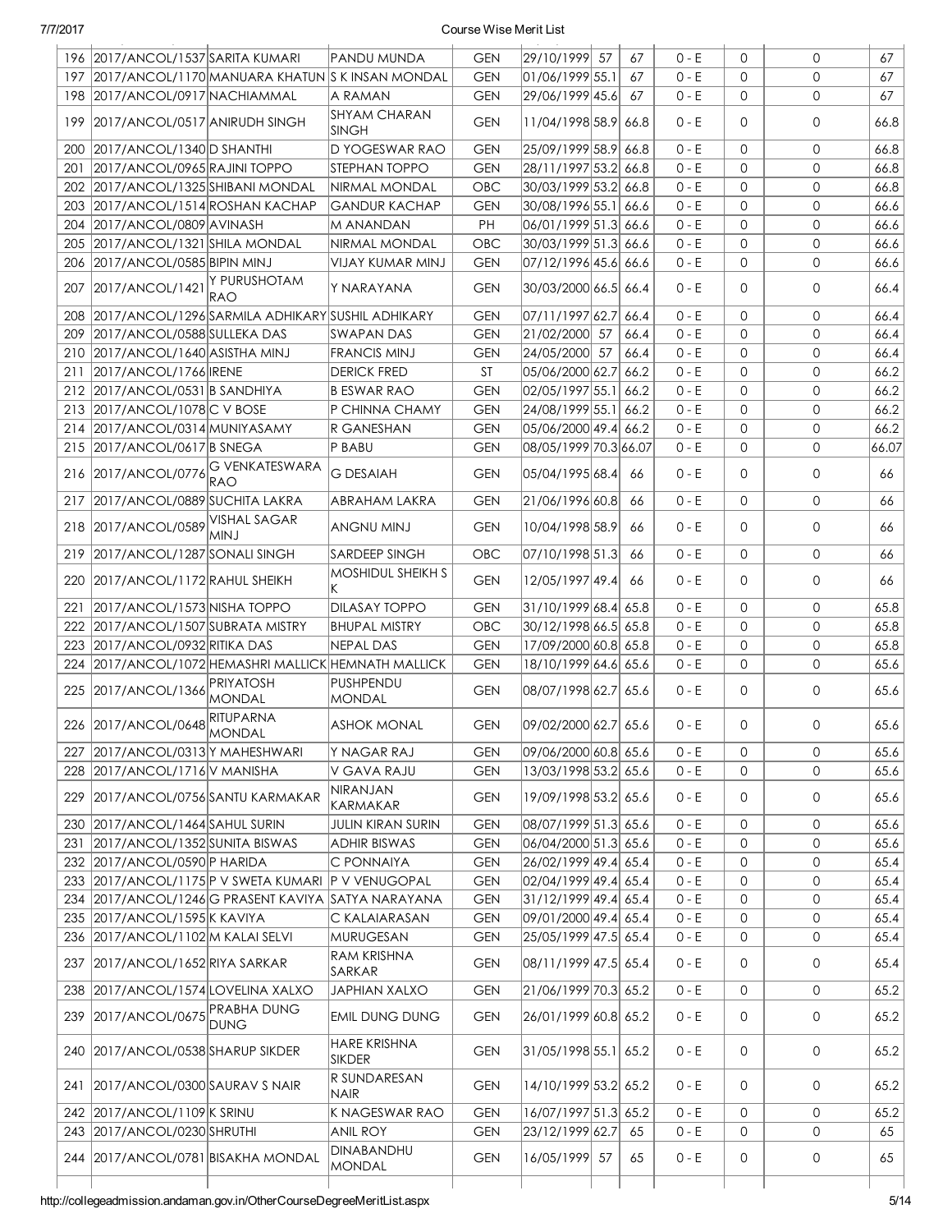| 196 | 2017/ANCOL/1537 | SARITA KUMARI | PANDU MUNDA | GEN | 29/10/1999 | 57 | 67 | 0 - E | 0 | 0 | 67 |
|---|---|---|---|---|---|---|---|---|---|---|---|
| 197 | 2017/ANCOL/1170 | MANUARA KHATUN | S K INSAN MONDAL | GEN | 01/06/1999 | 55.1 | 67 | 0 - E | 0 | 0 | 67 |
| 198 | 2017/ANCOL/0917 | NACHIAMMAL | A RAMAN | GEN | 29/06/1999 | 45.6 | 67 | 0 - E | 0 | 0 | 67 |
| 199 | 2017/ANCOL/0517 | ANIRUDH SINGH | SHYAM CHARAN SINGH | GEN | 11/04/1998 | 58.9 | 66.8 | 0 - E | 0 | 0 | 66.8 |
| 200 | 2017/ANCOL/1340 | D SHANTHI | D YOGESWAR RAO | GEN | 25/09/1999 | 58.9 | 66.8 | 0 - E | 0 | 0 | 66.8 |
| 201 | 2017/ANCOL/0965 | RAJINI TOPPO | STEPHAN TOPPO | GEN | 28/11/1997 | 53.2 | 66.8 | 0 - E | 0 | 0 | 66.8 |
| 202 | 2017/ANCOL/1325 | SHIBANI MONDAL | NIRMAL MONDAL | OBC | 30/03/1999 | 53.2 | 66.8 | 0 - E | 0 | 0 | 66.8 |
| 203 | 2017/ANCOL/1514 | ROSHAN KACHAP | GANDUR KACHAP | GEN | 30/08/1996 | 55.1 | 66.6 | 0 - E | 0 | 0 | 66.6 |
| 204 | 2017/ANCOL/0809 | AVINASH | M ANANDAN | PH | 06/01/1999 | 51.3 | 66.6 | 0 - E | 0 | 0 | 66.6 |
| 205 | 2017/ANCOL/1321 | SHILA MONDAL | NIRMAL MONDAL | OBC | 30/03/1999 | 51.3 | 66.6 | 0 - E | 0 | 0 | 66.6 |
| 206 | 2017/ANCOL/0585 | BIPIN MINJ | VIJAY KUMAR MINJ | GEN | 07/12/1996 | 45.6 | 66.6 | 0 - E | 0 | 0 | 66.6 |
| 207 | 2017/ANCOL/1421 | Y PURUSHOTAM RAO | Y NARAYANA | GEN | 30/03/2000 | 66.5 | 66.4 | 0 - E | 0 | 0 | 66.4 |
| 208 | 2017/ANCOL/1296 | SARMILA ADHIKARY | SUSHIL ADHIKARY | GEN | 07/11/1997 | 62.7 | 66.4 | 0 - E | 0 | 0 | 66.4 |
| 209 | 2017/ANCOL/0588 | SULLEKA DAS | SWAPAN DAS | GEN | 21/02/2000 | 57 | 66.4 | 0 - E | 0 | 0 | 66.4 |
| 210 | 2017/ANCOL/1640 | ASISTHA MINJ | FRANCIS MINJ | GEN | 24/05/2000 | 57 | 66.4 | 0 - E | 0 | 0 | 66.4 |
| 211 | 2017/ANCOL/1766 | IRENE | DERICK FRED | ST | 05/06/2000 | 62.7 | 66.2 | 0 - E | 0 | 0 | 66.2 |
| 212 | 2017/ANCOL/0531 | B SANDHIYA | B ESWAR RAO | GEN | 02/05/1997 | 55.1 | 66.2 | 0 - E | 0 | 0 | 66.2 |
| 213 | 2017/ANCOL/1078 | C V BOSE | P CHINNA CHAMY | GEN | 24/08/1999 | 55.1 | 66.2 | 0 - E | 0 | 0 | 66.2 |
| 214 | 2017/ANCOL/0314 | MUNIYASAMY | R GANESHAN | GEN | 05/06/2000 | 49.4 | 66.2 | 0 - E | 0 | 0 | 66.2 |
| 215 | 2017/ANCOL/0617 | B SNEGA | P BABU | GEN | 08/05/1999 | 70.3 | 66.07 | 0 - E | 0 | 0 | 66.07 |
| 216 | 2017/ANCOL/0776 | G VENKATESWARA RAO | G DESAIAH | GEN | 05/04/1995 | 68.4 | 66 | 0 - E | 0 | 0 | 66 |
| 217 | 2017/ANCOL/0889 | SUCHITA LAKRA | ABRAHAM LAKRA | GEN | 21/06/1996 | 60.8 | 66 | 0 - E | 0 | 0 | 66 |
| 218 | 2017/ANCOL/0589 | VISHAL SAGAR MINJ | ANGNU MINJ | GEN | 10/04/1998 | 58.9 | 66 | 0 - E | 0 | 0 | 66 |
| 219 | 2017/ANCOL/1287 | SONALI SINGH | SARDEEP SINGH | OBC | 07/10/1998 | 51.3 | 66 | 0 - E | 0 | 0 | 66 |
| 220 | 2017/ANCOL/1172 | RAHUL SHEIKH | MOSHIDUL SHEIKH S K | GEN | 12/05/1997 | 49.4 | 66 | 0 - E | 0 | 0 | 66 |
| 221 | 2017/ANCOL/1573 | NISHA TOPPO | DILASAY TOPPO | GEN | 31/10/1999 | 68.4 | 65.8 | 0 - E | 0 | 0 | 65.8 |
| 222 | 2017/ANCOL/1507 | SUBRATA MISTRY | BHUPAL MISTRY | OBC | 30/12/1998 | 66.5 | 65.8 | 0 - E | 0 | 0 | 65.8 |
| 223 | 2017/ANCOL/0932 | RITIKA DAS | NEPAL DAS | GEN | 17/09/2000 | 60.8 | 65.8 | 0 - E | 0 | 0 | 65.8 |
| 224 | 2017/ANCOL/1072 | HEMASHRI MALLICK | HEMNATH MALLICK | GEN | 18/10/1999 | 64.6 | 65.6 | 0 - E | 0 | 0 | 65.6 |
| 225 | 2017/ANCOL/1366 | PRIYATOSH MONDAL | PUSHPENDU MONDAL | GEN | 08/07/1998 | 62.7 | 65.6 | 0 - E | 0 | 0 | 65.6 |
| 226 | 2017/ANCOL/0648 | RITUPARNA MONDAL | ASHOK MONAL | GEN | 09/02/2000 | 62.7 | 65.6 | 0 - E | 0 | 0 | 65.6 |
| 227 | 2017/ANCOL/0313 | Y MAHESHWARI | Y NAGAR RAJ | GEN | 09/06/2000 | 60.8 | 65.6 | 0 - E | 0 | 0 | 65.6 |
| 228 | 2017/ANCOL/1716 | V MANISHA | V GAVA RAJU | GEN | 13/03/1998 | 53.2 | 65.6 | 0 - E | 0 | 0 | 65.6 |
| 229 | 2017/ANCOL/0756 | SANTU KARMAKAR | NIRANJAN KARMAKAR | GEN | 19/09/1998 | 53.2 | 65.6 | 0 - E | 0 | 0 | 65.6 |
| 230 | 2017/ANCOL/1464 | SAHUL SURIN | JULIN KIRAN SURIN | GEN | 08/07/1999 | 51.3 | 65.6 | 0 - E | 0 | 0 | 65.6 |
| 231 | 2017/ANCOL/1352 | SUNITA BISWAS | ADHIR BISWAS | GEN | 06/04/2000 | 51.3 | 65.6 | 0 - E | 0 | 0 | 65.6 |
| 232 | 2017/ANCOL/0590 | P HARIDA | C PONNAIYA | GEN | 26/02/1999 | 49.4 | 65.4 | 0 - E | 0 | 0 | 65.4 |
| 233 | 2017/ANCOL/1175 | P V SWETA KUMARI | P V VENUGOPAL | GEN | 02/04/1999 | 49.4 | 65.4 | 0 - E | 0 | 0 | 65.4 |
| 234 | 2017/ANCOL/1246 | G PRASENT KAVIYA | SATYA NARAYANA | GEN | 31/12/1999 | 49.4 | 65.4 | 0 - E | 0 | 0 | 65.4 |
| 235 | 2017/ANCOL/1595 | K KAVIYA | C KALAIARASAN | GEN | 09/01/2000 | 49.4 | 65.4 | 0 - E | 0 | 0 | 65.4 |
| 236 | 2017/ANCOL/1102 | M KALAI SELVI | MURUGESAN | GEN | 25/05/1999 | 47.5 | 65.4 | 0 - E | 0 | 0 | 65.4 |
| 237 | 2017/ANCOL/1652 | RIYA SARKAR | RAM KRISHNA SARKAR | GEN | 08/11/1999 | 47.5 | 65.4 | 0 - E | 0 | 0 | 65.4 |
| 238 | 2017/ANCOL/1574 | LOVELINA XALXO | JAPHIAN XALXO | GEN | 21/06/1999 | 70.3 | 65.2 | 0 - E | 0 | 0 | 65.2 |
| 239 | 2017/ANCOL/0675 | PRABHA DUNG DUNG | EMIL DUNG DUNG | GEN | 26/01/1999 | 60.8 | 65.2 | 0 - E | 0 | 0 | 65.2 |
| 240 | 2017/ANCOL/0538 | SHARUP SIKDER | HARE KRISHNA SIKDER | GEN | 31/05/1998 | 55.1 | 65.2 | 0 - E | 0 | 0 | 65.2 |
| 241 | 2017/ANCOL/0300 | SAURAV S NAIR | R SUNDARESAN NAIR | GEN | 14/10/1999 | 53.2 | 65.2 | 0 - E | 0 | 0 | 65.2 |
| 242 | 2017/ANCOL/1109 | K SRINU | K NAGESWAR RAO | GEN | 16/07/1997 | 51.3 | 65.2 | 0 - E | 0 | 0 | 65.2 |
| 243 | 2017/ANCOL/0230 | SHRUTHI | ANIL ROY | GEN | 23/12/1999 | 62.7 | 65 | 0 - E | 0 | 0 | 65 |
| 244 | 2017/ANCOL/0781 | BISAKHA MONDAL | DINABANDHU MONDAL | GEN | 16/05/1999 | 57 | 65 | 0 - E | 0 | 0 | 65 |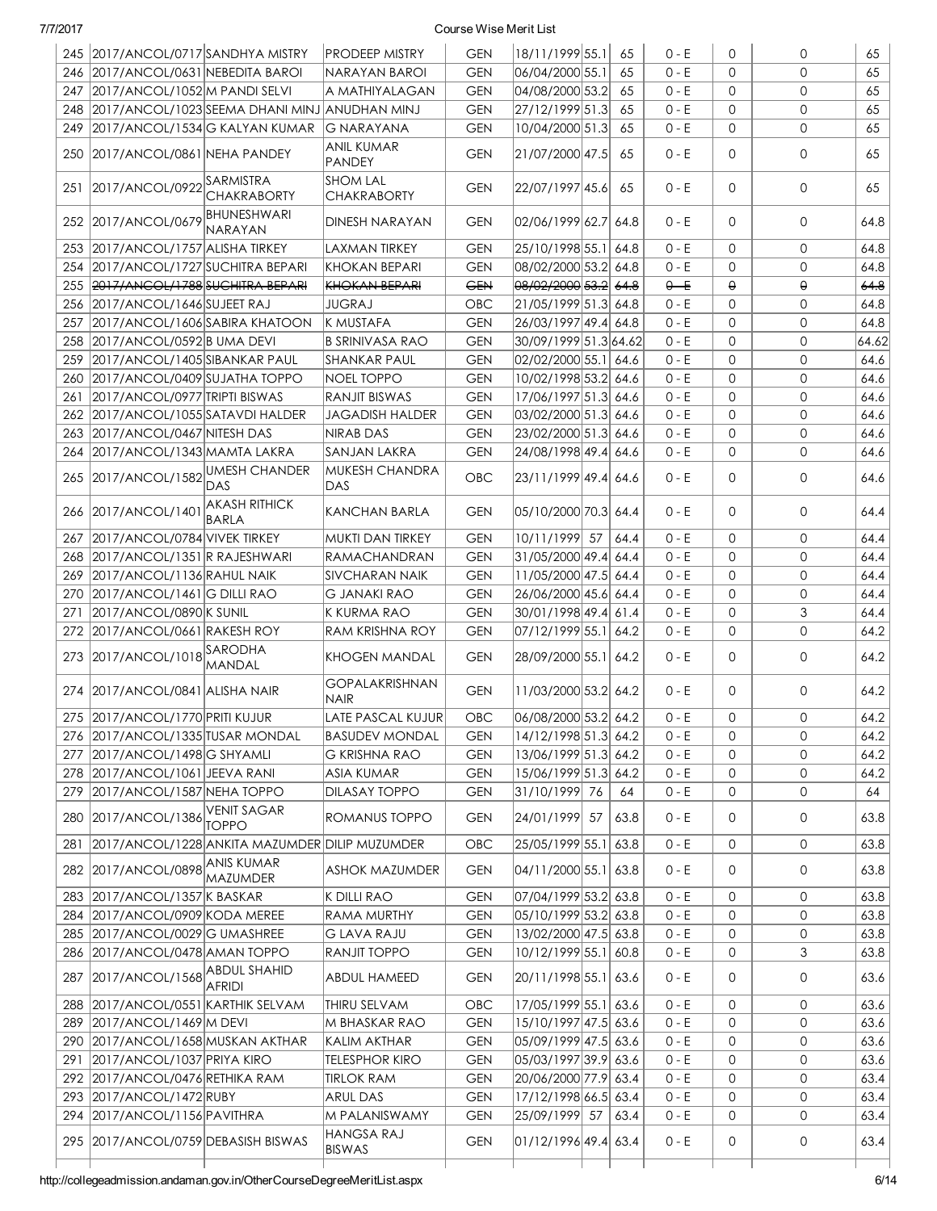| 245 | 2017/ANCOL/0717 | SANDHYA MISTRY | PRODEEP MISTRY | GEN | 18/11/1999 | 55.1 | 65 | 0 - E | 0 | 0 | 65 |
|---|---|---|---|---|---|---|---|---|---|---|---|
| 246 | 2017/ANCOL/0631 | NEBEDITA BAROI | NARAYAN BAROI | GEN | 06/04/2000 | 55.1 | 65 | 0 - E | 0 | 0 | 65 |
| 247 | 2017/ANCOL/1052 | M PANDI SELVI | A MATHIYALAGAN | GEN | 04/08/2000 | 53.2 | 65 | 0 - E | 0 | 0 | 65 |
| 248 | 2017/ANCOL/1023 | SEEMA DHANI MINJ | ANUDHAN MINJ | GEN | 27/12/1999 | 51.3 | 65 | 0 - E | 0 | 0 | 65 |
| 249 | 2017/ANCOL/1534 | G KALYAN KUMAR | G NARAYANA | GEN | 10/04/2000 | 51.3 | 65 | 0 - E | 0 | 0 | 65 |
| 250 | 2017/ANCOL/0861 | NEHA PANDEY | ANIL KUMAR PANDEY | GEN | 21/07/2000 | 47.5 | 65 | 0 - E | 0 | 0 | 65 |
| 251 | 2017/ANCOL/0922 | SARMISTRA CHAKRABORTY | SHOM LAL CHAKRABORTY | GEN | 22/07/1997 | 45.6 | 65 | 0 - E | 0 | 0 | 65 |
| 252 | 2017/ANCOL/0679 | BHUNESHWARI NARAYAN | DINESH NARAYAN | GEN | 02/06/1999 | 62.7 | 64.8 | 0 - E | 0 | 0 | 64.8 |
| 253 | 2017/ANCOL/1757 | ALISHA TIRKEY | LAXMAN TIRKEY | GEN | 25/10/1998 | 55.1 | 64.8 | 0 - E | 0 | 0 | 64.8 |
| 254 | 2017/ANCOL/1727 | SUCHITRA BEPARI | KHOKAN BEPARI | GEN | 08/02/2000 | 53.2 | 64.8 | 0 - E | 0 | 0 | 64.8 |
| 255 | ~~2017/ANCOL/1788~~ | ~~SUCHITRA BEPARI~~ | ~~KHOKAN BEPARI~~ | ~~GEN~~ | ~~08/02/2000~~ | ~~53.2~~ | ~~64.8~~ | ~~0 - E~~ | ~~0~~ | ~~0~~ | ~~64.8~~ |
| 256 | 2017/ANCOL/1646 | SUJEET RAJ | JUGRAJ | OBC | 21/05/1999 | 51.3 | 64.8 | 0 - E | 0 | 0 | 64.8 |
| 257 | 2017/ANCOL/1606 | SABIRA KHATOON | K MUSTAFA | GEN | 26/03/1997 | 49.4 | 64.8 | 0 - E | 0 | 0 | 64.8 |
| 258 | 2017/ANCOL/0592 | B UMA DEVI | B SRINIVASA RAO | GEN | 30/09/1999 | 51.3 | 64.62 | 0 - E | 0 | 0 | 64.62 |
| 259 | 2017/ANCOL/1405 | SIBANKAR PAUL | SHANKAR PAUL | GEN | 02/02/2000 | 55.1 | 64.6 | 0 - E | 0 | 0 | 64.6 |
| 260 | 2017/ANCOL/0409 | SUJATHA TOPPO | NOEL TOPPO | GEN | 10/02/1998 | 53.2 | 64.6 | 0 - E | 0 | 0 | 64.6 |
| 261 | 2017/ANCOL/0977 | TRIPTI BISWAS | RANJIT BISWAS | GEN | 17/06/1997 | 51.3 | 64.6 | 0 - E | 0 | 0 | 64.6 |
| 262 | 2017/ANCOL/1055 | SATAVDI HALDER | JAGADISH HALDER | GEN | 03/02/2000 | 51.3 | 64.6 | 0 - E | 0 | 0 | 64.6 |
| 263 | 2017/ANCOL/0467 | NITESH DAS | NIRAB DAS | GEN | 23/02/2000 | 51.3 | 64.6 | 0 - E | 0 | 0 | 64.6 |
| 264 | 2017/ANCOL/1343 | MAMTA LAKRA | SANJAN LAKRA | GEN | 24/08/1998 | 49.4 | 64.6 | 0 - E | 0 | 0 | 64.6 |
| 265 | 2017/ANCOL/1582 | UMESH CHANDER DAS | MUKESH CHANDRA DAS | OBC | 23/11/1999 | 49.4 | 64.6 | 0 - E | 0 | 0 | 64.6 |
| 266 | 2017/ANCOL/1401 | AKASH RITHICK BARLA | KANCHAN BARLA | GEN | 05/10/2000 | 70.3 | 64.4 | 0 - E | 0 | 0 | 64.4 |
| 267 | 2017/ANCOL/0784 | VIVEK TIRKEY | MUKTI DAN TIRKEY | GEN | 10/11/1999 | 57 | 64.4 | 0 - E | 0 | 0 | 64.4 |
| 268 | 2017/ANCOL/1351 | R RAJESHWARI | RAMACHANDRAN | GEN | 31/05/2000 | 49.4 | 64.4 | 0 - E | 0 | 0 | 64.4 |
| 269 | 2017/ANCOL/1136 | RAHUL NAIK | SIVCHARAN NAIK | GEN | 11/05/2000 | 47.5 | 64.4 | 0 - E | 0 | 0 | 64.4 |
| 270 | 2017/ANCOL/1461 | G DILLI RAO | G JANAKI RAO | GEN | 26/06/2000 | 45.6 | 64.4 | 0 - E | 0 | 0 | 64.4 |
| 271 | 2017/ANCOL/0890 | K SUNIL | K KURMA RAO | GEN | 30/01/1998 | 49.4 | 61.4 | 0 - E | 0 | 3 | 64.4 |
| 272 | 2017/ANCOL/0661 | RAKESH ROY | RAM KRISHNA ROY | GEN | 07/12/1999 | 55.1 | 64.2 | 0 - E | 0 | 0 | 64.2 |
| 273 | 2017/ANCOL/1018 | SARODHA MANDAL | KHOGEN MANDAL | GEN | 28/09/2000 | 55.1 | 64.2 | 0 - E | 0 | 0 | 64.2 |
| 274 | 2017/ANCOL/0841 | ALISHA NAIR | GOPALAKRISHNAN NAIR | GEN | 11/03/2000 | 53.2 | 64.2 | 0 - E | 0 | 0 | 64.2 |
| 275 | 2017/ANCOL/1770 | PRITI KUJUR | LATE PASCAL KUJUR | OBC | 06/08/2000 | 53.2 | 64.2 | 0 - E | 0 | 0 | 64.2 |
| 276 | 2017/ANCOL/1335 | TUSAR MONDAL | BASUDEV MONDAL | GEN | 14/12/1998 | 51.3 | 64.2 | 0 - E | 0 | 0 | 64.2 |
| 277 | 2017/ANCOL/1498 | G SHYAMLI | G KRISHNA RAO | GEN | 13/06/1999 | 51.3 | 64.2 | 0 - E | 0 | 0 | 64.2 |
| 278 | 2017/ANCOL/1061 | JEEVA RANI | ASIA KUMAR | GEN | 15/06/1999 | 51.3 | 64.2 | 0 - E | 0 | 0 | 64.2 |
| 279 | 2017/ANCOL/1587 | NEHA TOPPO | DILASAY TOPPO | GEN | 31/10/1999 | 76 | 64 | 0 - E | 0 | 0 | 64 |
| 280 | 2017/ANCOL/1386 | VENIT SAGAR TOPPO | ROMANUS TOPPO | GEN | 24/01/1999 | 57 | 63.8 | 0 - E | 0 | 0 | 63.8 |
| 281 | 2017/ANCOL/1228 | ANKITA MAZUMDER | DILIP MUZUMDER | OBC | 25/05/1999 | 55.1 | 63.8 | 0 - E | 0 | 0 | 63.8 |
| 282 | 2017/ANCOL/0898 | ANIS KUMAR MAZUMDER | ASHOK MAZUMDER | GEN | 04/11/2000 | 55.1 | 63.8 | 0 - E | 0 | 0 | 63.8 |
| 283 | 2017/ANCOL/1357 | K BASKAR | K DILLI RAO | GEN | 07/04/1999 | 53.2 | 63.8 | 0 - E | 0 | 0 | 63.8 |
| 284 | 2017/ANCOL/0909 | KODA MEREE | RAMA MURTHY | GEN | 05/10/1999 | 53.2 | 63.8 | 0 - E | 0 | 0 | 63.8 |
| 285 | 2017/ANCOL/0029 | G UMASHREE | G LAVA RAJU | GEN | 13/02/2000 | 47.5 | 63.8 | 0 - E | 0 | 0 | 63.8 |
| 286 | 2017/ANCOL/0478 | AMAN TOPPO | RANJIT TOPPO | GEN | 10/12/1999 | 55.1 | 60.8 | 0 - E | 0 | 3 | 63.8 |
| 287 | 2017/ANCOL/1568 | ABDUL SHAHID AFRIDI | ABDUL HAMEED | GEN | 20/11/1998 | 55.1 | 63.6 | 0 - E | 0 | 0 | 63.6 |
| 288 | 2017/ANCOL/0551 | KARTHIK SELVAM | THIRU SELVAM | OBC | 17/05/1999 | 55.1 | 63.6 | 0 - E | 0 | 0 | 63.6 |
| 289 | 2017/ANCOL/1469 | M DEVI | M BHASKAR RAO | GEN | 15/10/1997 | 47.5 | 63.6 | 0 - E | 0 | 0 | 63.6 |
| 290 | 2017/ANCOL/1658 | MUSKAN AKTHAR | KALIM AKTHAR | GEN | 05/09/1999 | 47.5 | 63.6 | 0 - E | 0 | 0 | 63.6 |
| 291 | 2017/ANCOL/1037 | PRIYA KIRO | TELESPHOR KIRO | GEN | 05/03/1997 | 39.9 | 63.6 | 0 - E | 0 | 0 | 63.6 |
| 292 | 2017/ANCOL/0476 | RETHIKA RAM | TIRLOK RAM | GEN | 20/06/2000 | 77.9 | 63.4 | 0 - E | 0 | 0 | 63.4 |
| 293 | 2017/ANCOL/1472 | RUBY | ARUL DAS | GEN | 17/12/1998 | 66.5 | 63.4 | 0 - E | 0 | 0 | 63.4 |
| 294 | 2017/ANCOL/1156 | PAVITHRA | M PALANISWAMY | GEN | 25/09/1999 | 57 | 63.4 | 0 - E | 0 | 0 | 63.4 |
| 295 | 2017/ANCOL/0759 | DEBASISH BISWAS | HANGSA RAJ BISWAS | GEN | 01/12/1996 | 49.4 | 63.4 | 0 - E | 0 | 0 | 63.4 |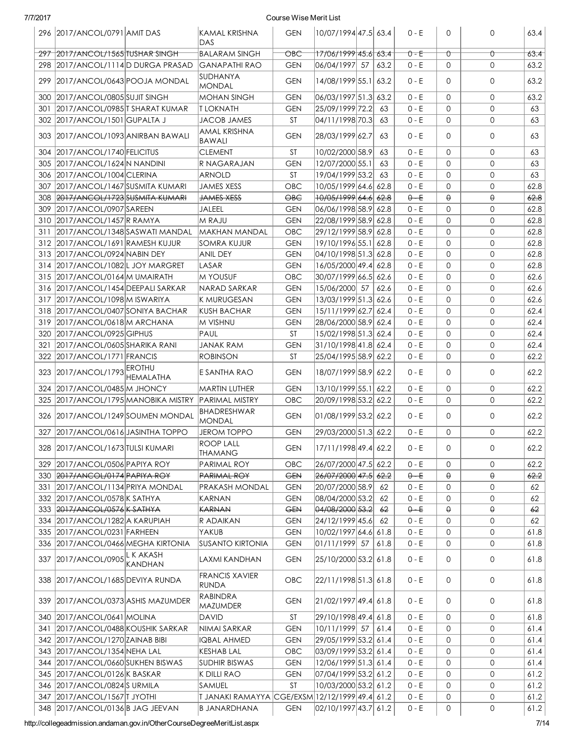| 296 | 2017/ANCOL/0791 | AMIT DAS | KAMAL KRISHNA DAS | GEN | 10/07/1994 | 47.5 | 63.4 | 0 - E | 0 | 0 | 63.4 |
|---|---|---|---|---|---|---|---|---|---|---|---|
| ~~297~~ | ~~2017/ANCOL/1565~~ | ~~TUSHAR SINGH~~ | ~~BALARAM SINGH~~ | ~~OBC~~ | ~~17/06/1999~~ | ~~45.6~~ | ~~63.4~~ | ~~0 - E~~ | ~~0~~ | ~~0~~ | ~~63.4~~ |
| 298 | 2017/ANCOL/1114 | D DURGA PRASAD | GANAPATHI RAO | GEN | 06/04/1997 | 57 | 63.2 | 0 - E | 0 | 0 | 63.2 |
| 299 | 2017/ANCOL/0643 | POOJA MONDAL | SUDHANYA MONDAL | GEN | 14/08/1999 | 55.1 | 63.2 | 0 - E | 0 | 0 | 63.2 |
| 300 | 2017/ANCOL/0805 | SUJIT SINGH | MOHAN SINGH | GEN | 06/03/1997 | 51.3 | 63.2 | 0 - E | 0 | 0 | 63.2 |
| 301 | 2017/ANCOL/0985 | T SHARAT KUMAR | T LOKNATH | GEN | 25/09/1999 | 72.2 | 63 | 0 - E | 0 | 0 | 63 |
| 302 | 2017/ANCOL/1501 | GUPALTA J | JACOB JAMES | ST | 04/11/1998 | 70.3 | 63 | 0 - E | 0 | 0 | 63 |
| 303 | 2017/ANCOL/1093 | ANIRBAN BAWALI | AMAL KRISHNA BAWALI | GEN | 28/03/1999 | 62.7 | 63 | 0 - E | 0 | 0 | 63 |
| 304 | 2017/ANCOL/1740 | FELICITUS | CLEMENT | ST | 10/02/2000 | 58.9 | 63 | 0 - E | 0 | 0 | 63 |
| 305 | 2017/ANCOL/1624 | N NANDINI | R NAGARAJAN | GEN | 12/07/2000 | 55.1 | 63 | 0 - E | 0 | 0 | 63 |
| 306 | 2017/ANCOL/1004 | CLERINA | ARNOLD | ST | 19/04/1999 | 53.2 | 63 | 0 - E | 0 | 0 | 63 |
| 307 | 2017/ANCOL/1467 | SUSMITA KUMARI | JAMES XESS | OBC | 10/05/1999 | 64.6 | 62.8 | 0 - E | 0 | 0 | 62.8 |
| ~~308~~ | ~~2017/ANCOL/1723~~ | ~~SUSMITA KUMARI~~ | ~~JAMES XESS~~ | ~~OBC~~ | ~~10/05/1999~~ | ~~64.6~~ | ~~62.8~~ | ~~0 - E~~ | ~~0~~ | ~~0~~ | ~~62.8~~ |
| 309 | 2017/ANCOL/0907 | SAREEN | JALEEL | GEN | 06/06/1998 | 58.9 | 62.8 | 0 - E | 0 | 0 | 62.8 |
| 310 | 2017/ANCOL/1457 | R RAMYA | M RAJU | GEN | 22/08/1999 | 58.9 | 62.8 | 0 - E | 0 | 0 | 62.8 |
| 311 | 2017/ANCOL/1348 | SASWATI MANDAL | MAKHAN MANDAL | OBC | 29/12/1999 | 58.9 | 62.8 | 0 - E | 0 | 0 | 62.8 |
| 312 | 2017/ANCOL/1691 | RAMESH KUJUR | SOMRA KUJUR | GEN | 19/10/1996 | 55.1 | 62.8 | 0 - E | 0 | 0 | 62.8 |
| 313 | 2017/ANCOL/0924 | NABIN DEY | ANIL DEY | GEN | 04/10/1998 | 51.3 | 62.8 | 0 - E | 0 | 0 | 62.8 |
| 314 | 2017/ANCOL/1082 | L JOY MARGRET | LASAR | GEN | 16/05/2000 | 49.4 | 62.8 | 0 - E | 0 | 0 | 62.8 |
| 315 | 2017/ANCOL/0164 | M UMAIRATH | M YOUSUF | OBC | 30/07/1999 | 66.5 | 62.6 | 0 - E | 0 | 0 | 62.6 |
| 316 | 2017/ANCOL/1454 | DEEPALI SARKAR | NARAD SARKAR | GEN | 15/06/2000 | 57 | 62.6 | 0 - E | 0 | 0 | 62.6 |
| 317 | 2017/ANCOL/1098 | M ISWARIYA | K MURUGESAN | GEN | 13/03/1999 | 51.3 | 62.6 | 0 - E | 0 | 0 | 62.6 |
| 318 | 2017/ANCOL/0407 | SONIYA BACHAR | KUSH BACHAR | GEN | 15/11/1999 | 62.7 | 62.4 | 0 - E | 0 | 0 | 62.4 |
| 319 | 2017/ANCOL/0618 | M ARCHANA | M VISHNU | GEN | 28/06/2000 | 58.9 | 62.4 | 0 - E | 0 | 0 | 62.4 |
| 320 | 2017/ANCOL/0925 | GIPHUS | PAUL | ST | 15/02/1998 | 51.3 | 62.4 | 0 - E | 0 | 0 | 62.4 |
| 321 | 2017/ANCOL/0605 | SHARIKA RANI | JANAK RAM | GEN | 31/10/1998 | 41.8 | 62.4 | 0 - E | 0 | 0 | 62.4 |
| 322 | 2017/ANCOL/1771 | FRANCIS | ROBINSON | ST | 25/04/1995 | 58.9 | 62.2 | 0 - E | 0 | 0 | 62.2 |
| 323 | 2017/ANCOL/1793 | EROTHU HEMALATHA | E SANTHA RAO | GEN | 18/07/1999 | 58.9 | 62.2 | 0 - E | 0 | 0 | 62.2 |
| 324 | 2017/ANCOL/0485 | M JHONCY | MARTIN LUTHER | GEN | 13/10/1999 | 55.1 | 62.2 | 0 - E | 0 | 0 | 62.2 |
| 325 | 2017/ANCOL/1795 | MANOBIKA MISTRY | PARIMAL MISTRY | OBC | 20/09/1998 | 53.2 | 62.2 | 0 - E | 0 | 0 | 62.2 |
| 326 | 2017/ANCOL/1249 | SOUMEN MONDAL | BHADRESHWAR MONDAL | GEN | 01/08/1999 | 53.2 | 62.2 | 0 - E | 0 | 0 | 62.2 |
| 327 | 2017/ANCOL/0616 | JASINTHA TOPPO | JEROM TOPPO | GEN | 29/03/2000 | 51.3 | 62.2 | 0 - E | 0 | 0 | 62.2 |
| 328 | 2017/ANCOL/1673 | TULSI KUMARI | ROOP LALL THAMANG | GEN | 17/11/1998 | 49.4 | 62.2 | 0 - E | 0 | 0 | 62.2 |
| 329 | 2017/ANCOL/0506 | PAPIYA ROY | PARIMAL ROY | OBC | 26/07/2000 | 47.5 | 62.2 | 0 - E | 0 | 0 | 62.2 |
| ~~330~~ | ~~2017/ANCOL/0174~~ | ~~PAPIYA ROY~~ | ~~PARIMAL ROY~~ | ~~GEN~~ | ~~26/07/2000~~ | ~~47.5~~ | ~~62.2~~ | ~~0 - E~~ | ~~0~~ | ~~0~~ | ~~62.2~~ |
| 331 | 2017/ANCOL/1134 | PRIYA MONDAL | PRAKASH MONDAL | GEN | 20/07/2000 | 58.9 | 62 | 0 - E | 0 | 0 | 62 |
| 332 | 2017/ANCOL/0578 | K SATHYA | KARNAN | GEN | 08/04/2000 | 53.2 | 62 | 0 - E | 0 | 0 | 62 |
| ~~333~~ | ~~2017/ANCOL/0576~~ | ~~K SATHYA~~ | ~~KARNAN~~ | ~~GEN~~ | ~~04/08/2000~~ | ~~53.2~~ | ~~62~~ | ~~0 - E~~ | ~~0~~ | ~~0~~ | ~~62~~ |
| 334 | 2017/ANCOL/1282 | A KARUPIAH | R ADAIKAN | GEN | 24/12/1999 | 45.6 | 62 | 0 - E | 0 | 0 | 62 |
| 335 | 2017/ANCOL/0231 | FARHEEN | YAKUB | GEN | 10/02/1997 | 64.6 | 61.8 | 0 - E | 0 | 0 | 61.8 |
| 336 | 2017/ANCOL/0466 | MEGHA KIRTONIA | SUSANTO KIRTONIA | GEN | 01/11/1999 | 57 | 61.8 | 0 - E | 0 | 0 | 61.8 |
| 337 | 2017/ANCOL/0905 | L K AKASH KANDHAN | LAXMI KANDHAN | GEN | 25/10/2000 | 53.2 | 61.8 | 0 - E | 0 | 0 | 61.8 |
| 338 | 2017/ANCOL/1685 | DEVIYA RUNDA | FRANCIS XAVIER RUNDA | OBC | 22/11/1998 | 51.3 | 61.8 | 0 - E | 0 | 0 | 61.8 |
| 339 | 2017/ANCOL/0373 | ASHIS MAZUMDER | RABINDRA MAZUMDER | GEN | 21/02/1997 | 49.4 | 61.8 | 0 - E | 0 | 0 | 61.8 |
| 340 | 2017/ANCOL/0641 | MOLINA | DAVID | ST | 29/10/1998 | 49.4 | 61.8 | 0 - E | 0 | 0 | 61.8 |
| 341 | 2017/ANCOL/0488 | KOUSHIK SARKAR | NIMAI SARKAR | GEN | 10/11/1999 | 57 | 61.4 | 0 - E | 0 | 0 | 61.4 |
| 342 | 2017/ANCOL/1270 | ZAINAB BIBI | IQBAL AHMED | GEN | 29/05/1999 | 53.2 | 61.4 | 0 - E | 0 | 0 | 61.4 |
| 343 | 2017/ANCOL/1354 | NEHA LAL | KESHAB LAL | OBC | 03/09/1999 | 53.2 | 61.4 | 0 - E | 0 | 0 | 61.4 |
| 344 | 2017/ANCOL/0660 | SUKHEN BISWAS | SUDHIR BISWAS | GEN | 12/06/1999 | 51.3 | 61.4 | 0 - E | 0 | 0 | 61.4 |
| 345 | 2017/ANCOL/0126 | K BASKAR | K DILLI RAO | GEN | 07/04/1999 | 53.2 | 61.2 | 0 - E | 0 | 0 | 61.2 |
| 346 | 2017/ANCOL/0824 | S URMILA | SAMUEL | ST | 10/03/2000 | 53.2 | 61.2 | 0 - E | 0 | 0 | 61.2 |
| 347 | 2017/ANCOL/1567 | T JYOTHI | T JANAKI RAMAYYA | CGE/EXSM | 12/12/1999 | 49.4 | 61.2 | 0 - E | 0 | 0 | 61.2 |
| 348 | 2017/ANCOL/0136 | B JAG JEEVAN | B JANARDHANA | GEN | 02/10/1997 | 43.7 | 61.2 | 0 - E | 0 | 0 | 61.2 |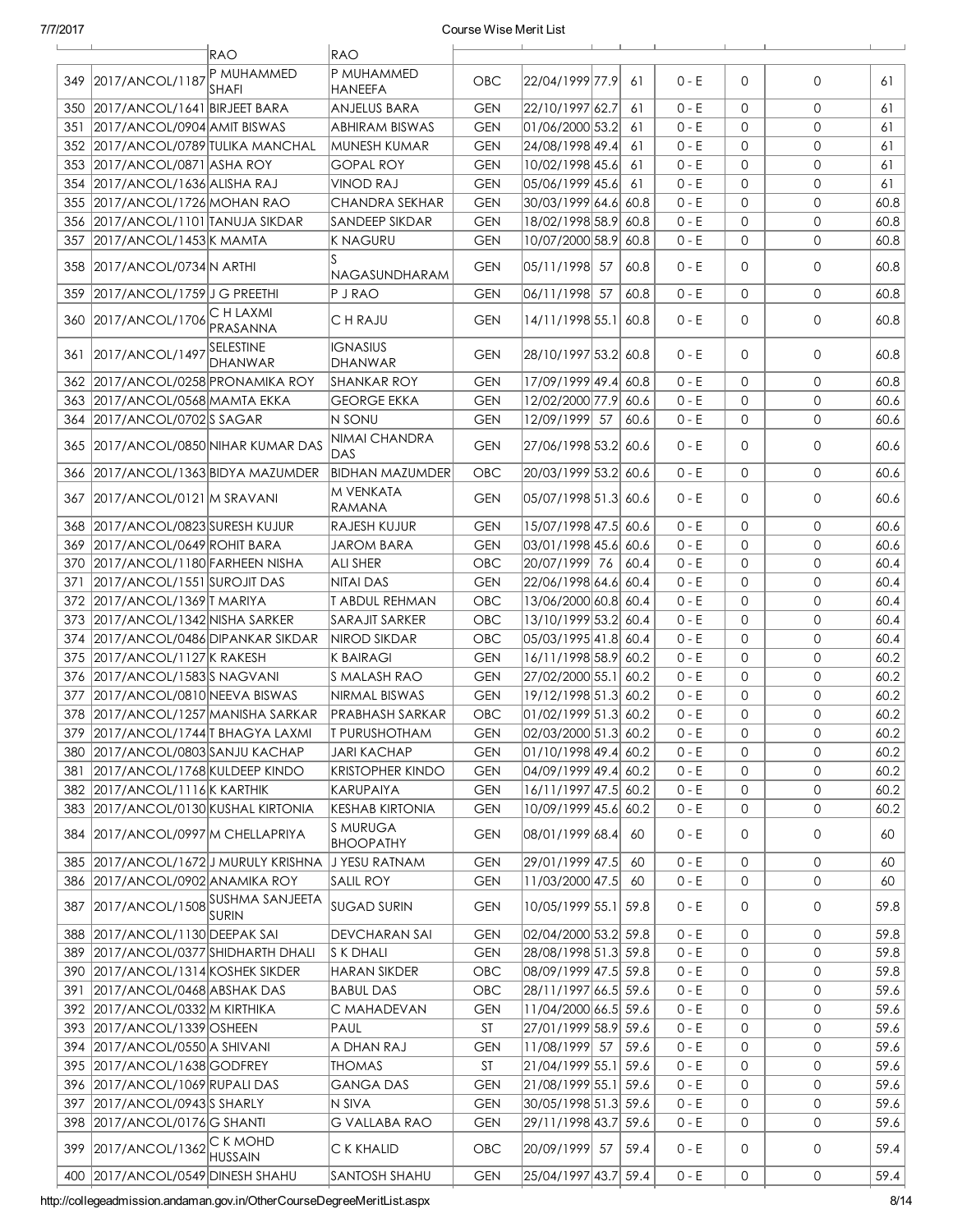| | | RAO | RAO | | | | | | | | |
|---|---|---|---|---|---|---|---|---|---|---|---|
| 349 | 2017/ANCOL/1187 | P MUHAMMED SHAFI | P MUHAMMED HANEEFA | OBC | 22/04/1999 | 77.9 | 61 | 0 - E | 0 | 0 | 61 |
| 350 | 2017/ANCOL/1641 | BIRJEET BARA | ANJELUS BARA | GEN | 22/10/1997 | 62.7 | 61 | 0 - E | 0 | 0 | 61 |
| 351 | 2017/ANCOL/0904 | AMIT BISWAS | ABHIRAM BISWAS | GEN | 01/06/2000 | 53.2 | 61 | 0 - E | 0 | 0 | 61 |
| 352 | 2017/ANCOL/0789 | TULIKA MANCHAL | MUNESH KUMAR | GEN | 24/08/1998 | 49.4 | 61 | 0 - E | 0 | 0 | 61 |
| 353 | 2017/ANCOL/0871 | ASHA ROY | GOPAL ROY | GEN | 10/02/1998 | 45.6 | 61 | 0 - E | 0 | 0 | 61 |
| 354 | 2017/ANCOL/1636 | ALISHA RAJ | VINOD RAJ | GEN | 05/06/1999 | 45.6 | 61 | 0 - E | 0 | 0 | 61 |
| 355 | 2017/ANCOL/1726 | MOHAN RAO | CHANDRA SEKHAR | GEN | 30/03/1999 | 64.6 | 60.8 | 0 - E | 0 | 0 | 60.8 |
| 356 | 2017/ANCOL/1101 | TANUJA SIKDAR | SANDEEP SIKDAR | GEN | 18/02/1998 | 58.9 | 60.8 | 0 - E | 0 | 0 | 60.8 |
| 357 | 2017/ANCOL/1453 | K MAMTA | K NAGURU | GEN | 10/07/2000 | 58.9 | 60.8 | 0 - E | 0 | 0 | 60.8 |
| 358 | 2017/ANCOL/0734 | N ARTHI | S NAGASUNDHARAM | GEN | 05/11/1998 | 57 | 60.8 | 0 - E | 0 | 0 | 60.8 |
| 359 | 2017/ANCOL/1759 | J G PREETHI | P J RAO | GEN | 06/11/1998 | 57 | 60.8 | 0 - E | 0 | 0 | 60.8 |
| 360 | 2017/ANCOL/1706 | C H LAXMI PRASANNA | C H RAJU | GEN | 14/11/1998 | 55.1 | 60.8 | 0 - E | 0 | 0 | 60.8 |
| 361 | 2017/ANCOL/1497 | SELESTINE DHANWAR | IGNASIUS DHANWAR | GEN | 28/10/1997 | 53.2 | 60.8 | 0 - E | 0 | 0 | 60.8 |
| 362 | 2017/ANCOL/0258 | PRONAMIKA ROY | SHANKAR ROY | GEN | 17/09/1999 | 49.4 | 60.8 | 0 - E | 0 | 0 | 60.8 |
| 363 | 2017/ANCOL/0568 | MAMTA EKKA | GEORGE EKKA | GEN | 12/02/2000 | 77.9 | 60.6 | 0 - E | 0 | 0 | 60.6 |
| 364 | 2017/ANCOL/0702 | S SAGAR | N SONU | GEN | 12/09/1999 | 57 | 60.6 | 0 - E | 0 | 0 | 60.6 |
| 365 | 2017/ANCOL/0850 | NIHAR KUMAR DAS | NIMAI CHANDRA DAS | GEN | 27/06/1998 | 53.2 | 60.6 | 0 - E | 0 | 0 | 60.6 |
| 366 | 2017/ANCOL/1363 | BIDYA MAZUMDER | BIDHAN MAZUMDER | OBC | 20/03/1999 | 53.2 | 60.6 | 0 - E | 0 | 0 | 60.6 |
| 367 | 2017/ANCOL/0121 | M SRAVANI | M VENKATA RAMANA | GEN | 05/07/1998 | 51.3 | 60.6 | 0 - E | 0 | 0 | 60.6 |
| 368 | 2017/ANCOL/0823 | SURESH KUJUR | RAJESH KUJUR | GEN | 15/07/1998 | 47.5 | 60.6 | 0 - E | 0 | 0 | 60.6 |
| 369 | 2017/ANCOL/0649 | ROHIT BARA | JAROM BARA | GEN | 03/01/1998 | 45.6 | 60.6 | 0 - E | 0 | 0 | 60.6 |
| 370 | 2017/ANCOL/1180 | FARHEEN NISHA | ALI SHER | OBC | 20/07/1999 | 76 | 60.4 | 0 - E | 0 | 0 | 60.4 |
| 371 | 2017/ANCOL/1551 | SUROJIT DAS | NITAI DAS | GEN | 22/06/1998 | 64.6 | 60.4 | 0 - E | 0 | 0 | 60.4 |
| 372 | 2017/ANCOL/1369 | T MARIYA | T ABDUL REHMAN | OBC | 13/06/2000 | 60.8 | 60.4 | 0 - E | 0 | 0 | 60.4 |
| 373 | 2017/ANCOL/1342 | NISHA SARKER | SARAJIT SARKER | OBC | 13/10/1999 | 53.2 | 60.4 | 0 - E | 0 | 0 | 60.4 |
| 374 | 2017/ANCOL/0486 | DIPANKAR SIKDAR | NIROD SIKDAR | OBC | 05/03/1995 | 41.8 | 60.4 | 0 - E | 0 | 0 | 60.4 |
| 375 | 2017/ANCOL/1127 | K RAKESH | K BAIRAGI | GEN | 16/11/1998 | 58.9 | 60.2 | 0 - E | 0 | 0 | 60.2 |
| 376 | 2017/ANCOL/1583 | S NAGVANI | S MALASH RAO | GEN | 27/02/2000 | 55.1 | 60.2 | 0 - E | 0 | 0 | 60.2 |
| 377 | 2017/ANCOL/0810 | NEEVA BISWAS | NIRMAL BISWAS | GEN | 19/12/1998 | 51.3 | 60.2 | 0 - E | 0 | 0 | 60.2 |
| 378 | 2017/ANCOL/1257 | MANISHA SARKAR | PRABHASH SARKAR | OBC | 01/02/1999 | 51.3 | 60.2 | 0 - E | 0 | 0 | 60.2 |
| 379 | 2017/ANCOL/1744 | T BHAGYA LAXMI | T PURUSHOTHAM | GEN | 02/03/2000 | 51.3 | 60.2 | 0 - E | 0 | 0 | 60.2 |
| 380 | 2017/ANCOL/0803 | SANJU KACHAP | JARI KACHAP | GEN | 01/10/1998 | 49.4 | 60.2 | 0 - E | 0 | 0 | 60.2 |
| 381 | 2017/ANCOL/1768 | KULDEEP KINDO | KRISTOPHER KINDO | GEN | 04/09/1999 | 49.4 | 60.2 | 0 - E | 0 | 0 | 60.2 |
| 382 | 2017/ANCOL/1116 | K KARTHIK | KARUPAIYA | GEN | 16/11/1997 | 47.5 | 60.2 | 0 - E | 0 | 0 | 60.2 |
| 383 | 2017/ANCOL/0130 | KUSHAL KIRTONIA | KESHAB KIRTONIA | GEN | 10/09/1999 | 45.6 | 60.2 | 0 - E | 0 | 0 | 60.2 |
| 384 | 2017/ANCOL/0997 | M CHELLAPRIYA | S MURUGA BHOOPATHY | GEN | 08/01/1999 | 68.4 | 60 | 0 - E | 0 | 0 | 60 |
| 385 | 2017/ANCOL/1672 | J MURULY KRISHNA | J YESU RATNAM | GEN | 29/01/1999 | 47.5 | 60 | 0 - E | 0 | 0 | 60 |
| 386 | 2017/ANCOL/0902 | ANAMIKA ROY | SALIL ROY | GEN | 11/03/2000 | 47.5 | 60 | 0 - E | 0 | 0 | 60 |
| 387 | 2017/ANCOL/1508 | SUSHMA SANJEETA SURIN | SUGAD SURIN | GEN | 10/05/1999 | 55.1 | 59.8 | 0 - E | 0 | 0 | 59.8 |
| 388 | 2017/ANCOL/1130 | DEEPAK SAI | DEVCHARAN SAI | GEN | 02/04/2000 | 53.2 | 59.8 | 0 - E | 0 | 0 | 59.8 |
| 389 | 2017/ANCOL/0377 | SHIDHARTH DHALI | S K DHALI | GEN | 28/08/1998 | 51.3 | 59.8 | 0 - E | 0 | 0 | 59.8 |
| 390 | 2017/ANCOL/1314 | KOSHEK SIKDER | HARAN SIKDER | OBC | 08/09/1999 | 47.5 | 59.8 | 0 - E | 0 | 0 | 59.8 |
| 391 | 2017/ANCOL/0468 | ABSHAK DAS | BABUL DAS | OBC | 28/11/1997 | 66.5 | 59.6 | 0 - E | 0 | 0 | 59.6 |
| 392 | 2017/ANCOL/0332 | M KIRTHIKA | C MAHADEVAN | GEN | 11/04/2000 | 66.5 | 59.6 | 0 - E | 0 | 0 | 59.6 |
| 393 | 2017/ANCOL/1339 | OSHEEN | PAUL | ST | 27/01/1999 | 58.9 | 59.6 | 0 - E | 0 | 0 | 59.6 |
| 394 | 2017/ANCOL/0550 | A SHIVANI | A DHAN RAJ | GEN | 11/08/1999 | 57 | 59.6 | 0 - E | 0 | 0 | 59.6 |
| 395 | 2017/ANCOL/1638 | GODFREY | THOMAS | ST | 21/04/1999 | 55.1 | 59.6 | 0 - E | 0 | 0 | 59.6 |
| 396 | 2017/ANCOL/1069 | RUPALI DAS | GANGA DAS | GEN | 21/08/1999 | 55.1 | 59.6 | 0 - E | 0 | 0 | 59.6 |
| 397 | 2017/ANCOL/0943 | S SHARLY | N SIVA | GEN | 30/05/1998 | 51.3 | 59.6 | 0 - E | 0 | 0 | 59.6 |
| 398 | 2017/ANCOL/0176 | G SHANTI | G VALLABA RAO | GEN | 29/11/1998 | 43.7 | 59.6 | 0 - E | 0 | 0 | 59.6 |
| 399 | 2017/ANCOL/1362 | C K MOHD HUSSAIN | C K KHALID | OBC | 20/09/1999 | 57 | 59.4 | 0 - E | 0 | 0 | 59.4 |
| 400 | 2017/ANCOL/0549 | DINESH SHAHU | SANTOSH SHAHU | GEN | 25/04/1997 | 43.7 | 59.4 | 0 - E | 0 | 0 | 59.4 |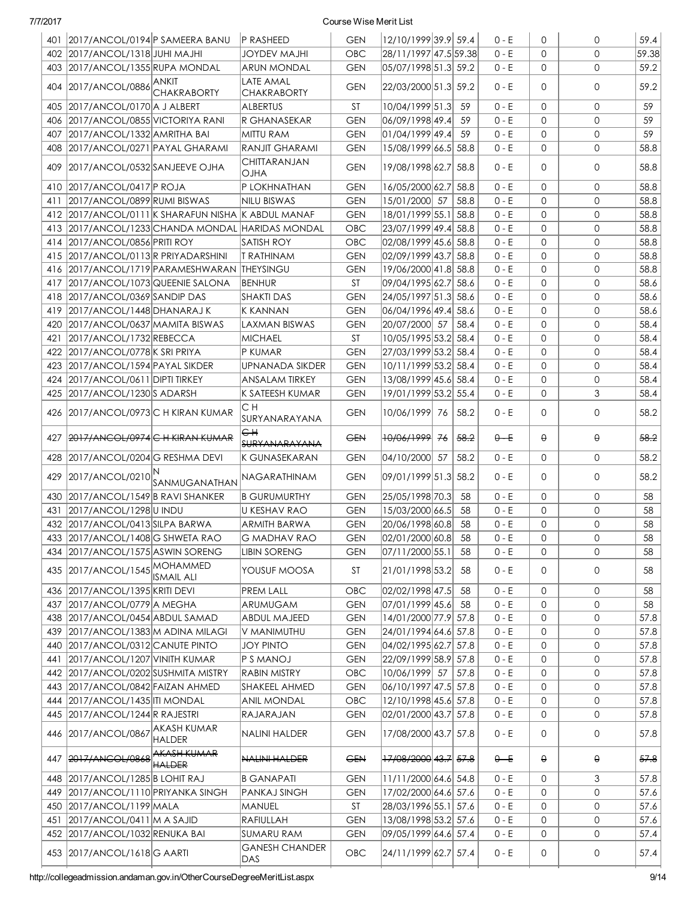| 401 | 2017/ANCOL/0194 | P SAMEERA BANU | P RASHEED | GEN | 12/10/1999 | 39.9 | 59.4 | 0 - E | 0 | 0 | 59.4 |
|---|---|---|---|---|---|---|---|---|---|---|---|
| 402 | 2017/ANCOL/1318 | JUHI MAJHI | JOYDEV MAJHI | OBC | 28/11/1997 | 47.5 | 59.38 | 0 - E | 0 | 0 | 59.38 |
| 403 | 2017/ANCOL/1355 | RUPA MONDAL | ARUN MONDAL | GEN | 05/07/1998 | 51.3 | 59.2 | 0 - E | 0 | 0 | 59.2 |
| 404 | 2017/ANCOL/0886 | ANKIT CHAKRABORTY | LATE AMAL CHAKRABORTY | GEN | 22/03/2000 | 51.3 | 59.2 | 0 - E | 0 | 0 | 59.2 |
| 405 | 2017/ANCOL/0170 | A J ALBERT | ALBERTUS | ST | 10/04/1999 | 51.3 | 59 | 0 - E | 0 | 0 | 59 |
| 406 | 2017/ANCOL/0855 | VICTORIYA RANI | R GHANASEKAR | GEN | 06/09/1998 | 49.4 | 59 | 0 - E | 0 | 0 | 59 |
| 407 | 2017/ANCOL/1332 | AMRITHA BAI | MITTU RAM | GEN | 01/04/1999 | 49.4 | 59 | 0 - E | 0 | 0 | 59 |
| 408 | 2017/ANCOL/0271 | PAYAL GHARAMI | RANJIT GHARAMI | GEN | 15/08/1999 | 66.5 | 58.8 | 0 - E | 0 | 0 | 58.8 |
| 409 | 2017/ANCOL/0532 | SANJEEVE OJHA | CHITTARANJAN OJHA | GEN | 19/08/1998 | 62.7 | 58.8 | 0 - E | 0 | 0 | 58.8 |
| 410 | 2017/ANCOL/0417 | P ROJA | P LOKHNATHAN | GEN | 16/05/2000 | 62.7 | 58.8 | 0 - E | 0 | 0 | 58.8 |
| 411 | 2017/ANCOL/0899 | RUMI BISWAS | NILU BISWAS | GEN | 15/01/2000 | 57 | 58.8 | 0 - E | 0 | 0 | 58.8 |
| 412 | 2017/ANCOL/0111 | K SHARAFUN NISHA | K ABDUL MANAF | GEN | 18/01/1999 | 55.1 | 58.8 | 0 - E | 0 | 0 | 58.8 |
| 413 | 2017/ANCOL/1233 | CHANDA MONDAL | HARIDAS MONDAL | OBC | 23/07/1999 | 49.4 | 58.8 | 0 - E | 0 | 0 | 58.8 |
| 414 | 2017/ANCOL/0856 | PRITI ROY | SATISH ROY | OBC | 02/08/1999 | 45.6 | 58.8 | 0 - E | 0 | 0 | 58.8 |
| 415 | 2017/ANCOL/0113 | R PRIYADARSHINI | T RATHINAM | GEN | 02/09/1999 | 43.7 | 58.8 | 0 - E | 0 | 0 | 58.8 |
| 416 | 2017/ANCOL/1719 | PARAMESHWARAN | THEYSINGU | GEN | 19/06/2000 | 41.8 | 58.8 | 0 - E | 0 | 0 | 58.8 |
| 417 | 2017/ANCOL/1073 | QUEENIE SALONA | BENHUR | ST | 09/04/1995 | 62.7 | 58.6 | 0 - E | 0 | 0 | 58.6 |
| 418 | 2017/ANCOL/0369 | SANDIP DAS | SHAKTI DAS | GEN | 24/05/1997 | 51.3 | 58.6 | 0 - E | 0 | 0 | 58.6 |
| 419 | 2017/ANCOL/1448 | DHANARAJ K | K KANNAN | GEN | 06/04/1996 | 49.4 | 58.6 | 0 - E | 0 | 0 | 58.6 |
| 420 | 2017/ANCOL/0637 | MAMITA BISWAS | LAXMAN BISWAS | GEN | 20/07/2000 | 57 | 58.4 | 0 - E | 0 | 0 | 58.4 |
| 421 | 2017/ANCOL/1732 | REBECCA | MICHAEL | ST | 10/05/1995 | 53.2 | 58.4 | 0 - E | 0 | 0 | 58.4 |
| 422 | 2017/ANCOL/0778 | K SRI PRIYA | P KUMAR | GEN | 27/03/1999 | 53.2 | 58.4 | 0 - E | 0 | 0 | 58.4 |
| 423 | 2017/ANCOL/1594 | PAYAL SIKDER | UPNANADA SIKDER | GEN | 10/11/1999 | 53.2 | 58.4 | 0 - E | 0 | 0 | 58.4 |
| 424 | 2017/ANCOL/0611 | DIPTI TIRKEY | ANSALAM TIRKEY | GEN | 13/08/1999 | 45.6 | 58.4 | 0 - E | 0 | 0 | 58.4 |
| 425 | 2017/ANCOL/1230 | S ADARSH | K SATEESH KUMAR | GEN | 19/01/1999 | 53.2 | 55.4 | 0 - E | 0 | 3 | 58.4 |
| 426 | 2017/ANCOL/0973 | C H KIRAN KUMAR | C H SURYANARAYANA | GEN | 10/06/1999 | 76 | 58.2 | 0 - E | 0 | 0 | 58.2 |
| 427 | ~~2017/ANCOL/0974~~ | ~~C H KIRAN KUMAR~~ | ~~C H SURYANARAYANA~~ | ~~GEN~~ | ~~10/06/1999~~ | ~~76~~ | ~~58.2~~ | ~~0 - E~~ | ~~0~~ | ~~0~~ | ~~58.2~~ |
| 428 | 2017/ANCOL/0204 | G RESHMA DEVI | K GUNASEKARAN | GEN | 04/10/2000 | 57 | 58.2 | 0 - E | 0 | 0 | 58.2 |
| 429 | 2017/ANCOL/0210 | N SANMUGANATHAN | NAGARATHINAM | GEN | 09/01/1999 | 51.3 | 58.2 | 0 - E | 0 | 0 | 58.2 |
| 430 | 2017/ANCOL/1549 | B RAVI SHANKER | B GURUMURTHY | GEN | 25/05/1998 | 70.3 | 58 | 0 - E | 0 | 0 | 58 |
| 431 | 2017/ANCOL/1298 | U INDU | U KESHAV RAO | GEN | 15/03/2000 | 66.5 | 58 | 0 - E | 0 | 0 | 58 |
| 432 | 2017/ANCOL/0413 | SILPA BARWA | ARMITH BARWA | GEN | 20/06/1998 | 60.8 | 58 | 0 - E | 0 | 0 | 58 |
| 433 | 2017/ANCOL/1408 | G SHWETA RAO | G MADHAV RAO | GEN | 02/01/2000 | 60.8 | 58 | 0 - E | 0 | 0 | 58 |
| 434 | 2017/ANCOL/1575 | ASWIN SORENG | LIBIN SORENG | GEN | 07/11/2000 | 55.1 | 58 | 0 - E | 0 | 0 | 58 |
| 435 | 2017/ANCOL/1545 | MOHAMMED ISMAIL ALI | YOUSUF MOOSA | ST | 21/01/1998 | 53.2 | 58 | 0 - E | 0 | 0 | 58 |
| 436 | 2017/ANCOL/1395 | KRITI DEVI | PREM LALL | OBC | 02/02/1998 | 47.5 | 58 | 0 - E | 0 | 0 | 58 |
| 437 | 2017/ANCOL/0779 | A MEGHA | ARUMUGAM | GEN | 07/01/1999 | 45.6 | 58 | 0 - E | 0 | 0 | 58 |
| 438 | 2017/ANCOL/0454 | ABDUL SAMAD | ABDUL MAJEED | GEN | 14/01/2000 | 77.9 | 57.8 | 0 - E | 0 | 0 | 57.8 |
| 439 | 2017/ANCOL/1383 | M ADINA MILAGI | V MANIMUTHU | GEN | 24/01/1994 | 64.6 | 57.8 | 0 - E | 0 | 0 | 57.8 |
| 440 | 2017/ANCOL/0312 | CANUTE PINTO | JOY PINTO | GEN | 04/02/1995 | 62.7 | 57.8 | 0 - E | 0 | 0 | 57.8 |
| 441 | 2017/ANCOL/1207 | VINITH KUMAR | P S MANOJ | GEN | 22/09/1999 | 58.9 | 57.8 | 0 - E | 0 | 0 | 57.8 |
| 442 | 2017/ANCOL/0202 | SUSHMITA MISTRY | RABIN MISTRY | OBC | 10/06/1999 | 57 | 57.8 | 0 - E | 0 | 0 | 57.8 |
| 443 | 2017/ANCOL/0842 | FAIZAN AHMED | SHAKEEL AHMED | GEN | 06/10/1997 | 47.5 | 57.8 | 0 - E | 0 | 0 | 57.8 |
| 444 | 2017/ANCOL/1435 | ITI MONDAL | ANIL MONDAL | OBC | 12/10/1998 | 45.6 | 57.8 | 0 - E | 0 | 0 | 57.8 |
| 445 | 2017/ANCOL/1244 | R RAJESTRI | RAJARAJAN | GEN | 02/01/2000 | 43.7 | 57.8 | 0 - E | 0 | 0 | 57.8 |
| 446 | 2017/ANCOL/0867 | AKASH KUMAR HALDER | NALINI HALDER | GEN | 17/08/2000 | 43.7 | 57.8 | 0 - E | 0 | 0 | 57.8 |
| 447 | ~~2017/ANCOL/0868~~ | ~~AKASH KUMAR HALDER~~ | ~~NALINI HALDER~~ | ~~GEN~~ | ~~17/08/2000~~ | ~~43.7~~ | ~~57.8~~ | ~~0 - E~~ | ~~0~~ | ~~0~~ | ~~57.8~~ |
| 448 | 2017/ANCOL/1285 | B LOHIT RAJ | B GANAPATI | GEN | 11/11/2000 | 64.6 | 54.8 | 0 - E | 0 | 3 | 57.8 |
| 449 | 2017/ANCOL/1110 | PRIYANKA SINGH | PANKAJ SINGH | GEN | 17/02/2000 | 64.6 | 57.6 | 0 - E | 0 | 0 | 57.6 |
| 450 | 2017/ANCOL/1199 | MALA | MANUEL | ST | 28/03/1996 | 55.1 | 57.6 | 0 - E | 0 | 0 | 57.6 |
| 451 | 2017/ANCOL/0411 | M A SAJID | RAFIULLAH | GEN | 13/08/1998 | 53.2 | 57.6 | 0 - E | 0 | 0 | 57.6 |
| 452 | 2017/ANCOL/1032 | RENUKA BAI | SUMARU RAM | GEN | 09/05/1999 | 64.6 | 57.4 | 0 - E | 0 | 0 | 57.4 |
| 453 | 2017/ANCOL/1618 | G AARTI | GANESH CHANDER DAS | OBC | 24/11/1999 | 62.7 | 57.4 | 0 - E | 0 | 0 | 57.4 |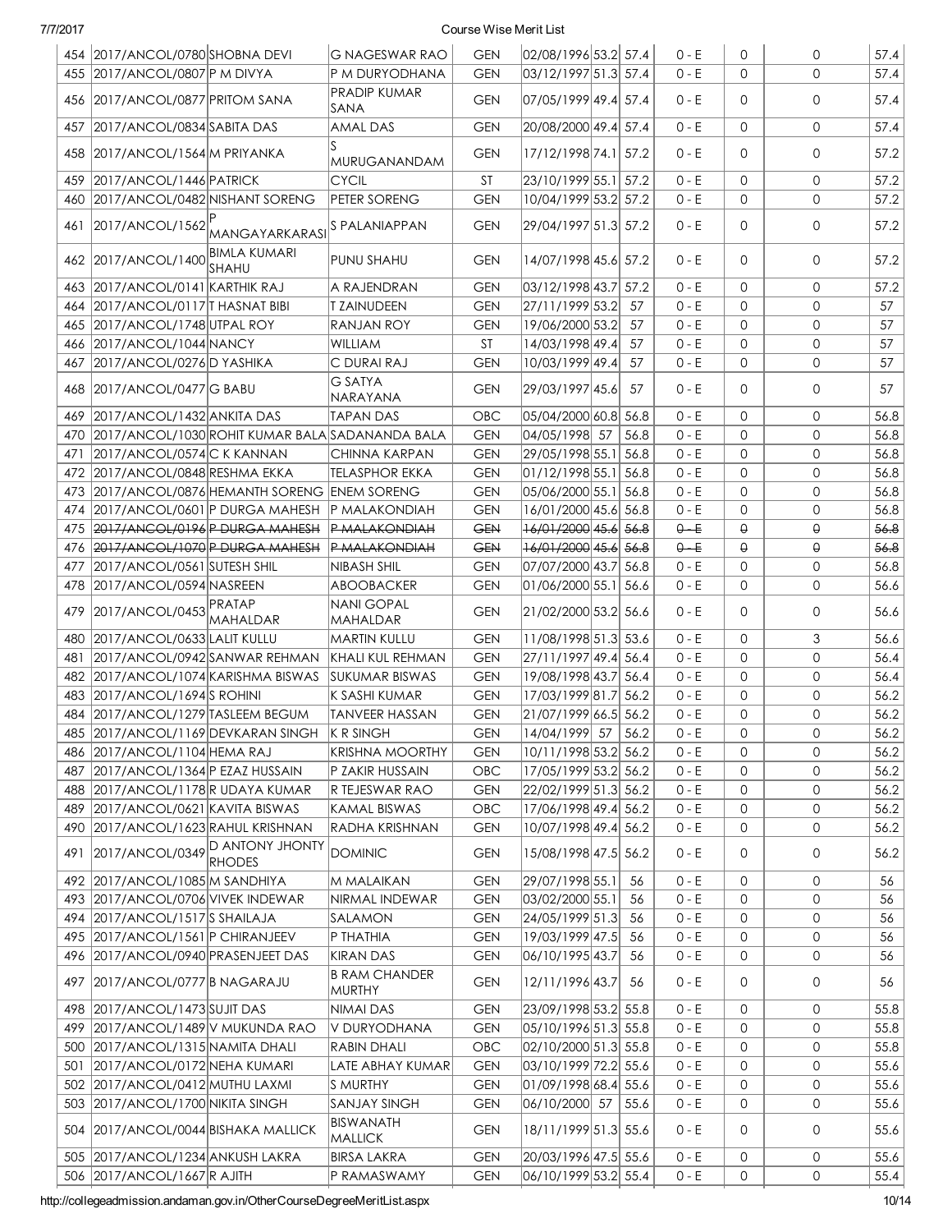| 454 | 2017/ANCOL/0780 | SHOBNA DEVI | G NAGESWAR RAO | GEN | 02/08/1996 | 53.2 | 57.4 | 0 - E | 0 | 0 | 57.4 |
|---|---|---|---|---|---|---|---|---|---|---|---|
| 455 | 2017/ANCOL/0807 | P M DIVYA | P M DURYODHANA | GEN | 03/12/1997 | 51.3 | 57.4 | 0 - E | 0 | 0 | 57.4 |
| 456 | 2017/ANCOL/0877 | PRITOM SANA | PRADIP KUMAR SANA | GEN | 07/05/1999 | 49.4 | 57.4 | 0 - E | 0 | 0 | 57.4 |
| 457 | 2017/ANCOL/0834 | SABITA DAS | AMAL DAS | GEN | 20/08/2000 | 49.4 | 57.4 | 0 - E | 0 | 0 | 57.4 |
| 458 | 2017/ANCOL/1564 | M PRIYANKA | S MURUGANANDAM | GEN | 17/12/1998 | 74.1 | 57.2 | 0 - E | 0 | 0 | 57.2 |
| 459 | 2017/ANCOL/1446 | PATRICK | CYCIL | ST | 23/10/1999 | 55.1 | 57.2 | 0 - E | 0 | 0 | 57.2 |
| 460 | 2017/ANCOL/0482 | NISHANT SORENG | PETER SORENG | GEN | 10/04/1999 | 53.2 | 57.2 | 0 - E | 0 | 0 | 57.2 |
| 461 | 2017/ANCOL/1562 | P MANGAYARKARASI | S PALANIAPPAN | GEN | 29/04/1997 | 51.3 | 57.2 | 0 - E | 0 | 0 | 57.2 |
| 462 | 2017/ANCOL/1400 | BIMLA KUMARI SHAHU | PUNU SHAHU | GEN | 14/07/1998 | 45.6 | 57.2 | 0 - E | 0 | 0 | 57.2 |
| 463 | 2017/ANCOL/0141 | KARTHIK RAJ | A RAJENDRAN | GEN | 03/12/1998 | 43.7 | 57.2 | 0 - E | 0 | 0 | 57.2 |
| 464 | 2017/ANCOL/0117 | T HASNAT BIBI | T ZAINUDEEN | GEN | 27/11/1999 | 53.2 | 57 | 0 - E | 0 | 0 | 57 |
| 465 | 2017/ANCOL/1748 | UTPAL ROY | RANJAN ROY | GEN | 19/06/2000 | 53.2 | 57 | 0 - E | 0 | 0 | 57 |
| 466 | 2017/ANCOL/1044 | NANCY | WILLIAM | ST | 14/03/1998 | 49.4 | 57 | 0 - E | 0 | 0 | 57 |
| 467 | 2017/ANCOL/0276 | D YASHIKA | C DURAI RAJ | GEN | 10/03/1999 | 49.4 | 57 | 0 - E | 0 | 0 | 57 |
| 468 | 2017/ANCOL/0477 | G BABU | G SATYA NARAYANA | GEN | 29/03/1997 | 45.6 | 57 | 0 - E | 0 | 0 | 57 |
| 469 | 2017/ANCOL/1432 | ANKITA DAS | TAPAN DAS | OBC | 05/04/2000 | 60.8 | 56.8 | 0 - E | 0 | 0 | 56.8 |
| 470 | 2017/ANCOL/1030 | ROHIT KUMAR BALA | SADANANDA BALA | GEN | 04/05/1998 | 57 | 56.8 | 0 - E | 0 | 0 | 56.8 |
| 471 | 2017/ANCOL/0574 | C K KANNAN | CHINNA KARPAN | GEN | 29/05/1998 | 55.1 | 56.8 | 0 - E | 0 | 0 | 56.8 |
| 472 | 2017/ANCOL/0848 | RESHMA EKKA | TELASPHOR EKKA | GEN | 01/12/1998 | 55.1 | 56.8 | 0 - E | 0 | 0 | 56.8 |
| 473 | 2017/ANCOL/0876 | HEMANTH SORENG | ENEM SORENG | GEN | 05/06/2000 | 55.1 | 56.8 | 0 - E | 0 | 0 | 56.8 |
| 474 | 2017/ANCOL/0601 | P DURGA MAHESH | P MALAKONDIAH | GEN | 16/01/2000 | 45.6 | 56.8 | 0 - E | 0 | 0 | 56.8 |
| 475 | ~~2017/ANCOL/0196~~ | ~~P DURGA MAHESH~~ | ~~P MALAKONDIAH~~ | ~~GEN~~ | ~~16/01/2000~~ | ~~45.6~~ | ~~56.8~~ | ~~0 - E~~ | ~~0~~ | ~~0~~ | ~~56.8~~ |
| 476 | ~~2017/ANCOL/1070~~ | ~~P DURGA MAHESH~~ | ~~P MALAKONDIAH~~ | ~~GEN~~ | ~~16/01/2000~~ | ~~45.6~~ | ~~56.8~~ | ~~0 - E~~ | ~~0~~ | ~~0~~ | ~~56.8~~ |
| 477 | 2017/ANCOL/0561 | SUTESH SHIL | NIBASH SHIL | GEN | 07/07/2000 | 43.7 | 56.8 | 0 - E | 0 | 0 | 56.8 |
| 478 | 2017/ANCOL/0594 | NASREEN | ABOOBACKER | GEN | 01/06/2000 | 55.1 | 56.6 | 0 - E | 0 | 0 | 56.6 |
| 479 | 2017/ANCOL/0453 | PRATAP MAHALDAR | NANI GOPAL MAHALDAR | GEN | 21/02/2000 | 53.2 | 56.6 | 0 - E | 0 | 0 | 56.6 |
| 480 | 2017/ANCOL/0633 | LALIT KULLU | MARTIN KULLU | GEN | 11/08/1998 | 51.3 | 53.6 | 0 - E | 0 | 3 | 56.6 |
| 481 | 2017/ANCOL/0942 | SANWAR REHMAN | KHALI KUL REHMAN | GEN | 27/11/1997 | 49.4 | 56.4 | 0 - E | 0 | 0 | 56.4 |
| 482 | 2017/ANCOL/1074 | KARISHMA BISWAS | SUKUMAR BISWAS | GEN | 19/08/1998 | 43.7 | 56.4 | 0 - E | 0 | 0 | 56.4 |
| 483 | 2017/ANCOL/1694 | S ROHINI | K SASHI KUMAR | GEN | 17/03/1999 | 81.7 | 56.2 | 0 - E | 0 | 0 | 56.2 |
| 484 | 2017/ANCOL/1279 | TASLEEM BEGUM | TANVEER HASSAN | GEN | 21/07/1999 | 66.5 | 56.2 | 0 - E | 0 | 0 | 56.2 |
| 485 | 2017/ANCOL/1169 | DEVKARAN SINGH | K R SINGH | GEN | 14/04/1999 | 57 | 56.2 | 0 - E | 0 | 0 | 56.2 |
| 486 | 2017/ANCOL/1104 | HEMA RAJ | KRISHNA MOORTHY | GEN | 10/11/1998 | 53.2 | 56.2 | 0 - E | 0 | 0 | 56.2 |
| 487 | 2017/ANCOL/1364 | P EZAZ HUSSAIN | P ZAKIR HUSSAIN | OBC | 17/05/1999 | 53.2 | 56.2 | 0 - E | 0 | 0 | 56.2 |
| 488 | 2017/ANCOL/1178 | R UDAYA KUMAR | R TEJESWAR RAO | GEN | 22/02/1999 | 51.3 | 56.2 | 0 - E | 0 | 0 | 56.2 |
| 489 | 2017/ANCOL/0621 | KAVITA BISWAS | KAMAL BISWAS | OBC | 17/06/1998 | 49.4 | 56.2 | 0 - E | 0 | 0 | 56.2 |
| 490 | 2017/ANCOL/1623 | RAHUL KRISHNAN | RADHA KRISHNAN | GEN | 10/07/1998 | 49.4 | 56.2 | 0 - E | 0 | 0 | 56.2 |
| 491 | 2017/ANCOL/0349 | D ANTONY JHONTY RHODES | DOMINIC | GEN | 15/08/1998 | 47.5 | 56.2 | 0 - E | 0 | 0 | 56.2 |
| 492 | 2017/ANCOL/1085 | M SANDHIYA | M MALAIKAN | GEN | 29/07/1998 | 55.1 | 56 | 0 - E | 0 | 0 | 56 |
| 493 | 2017/ANCOL/0706 | VIVEK INDEWAR | NIRMAL INDEWAR | GEN | 03/02/2000 | 55.1 | 56 | 0 - E | 0 | 0 | 56 |
| 494 | 2017/ANCOL/1517 | S SHAILAJA | SALAMON | GEN | 24/05/1999 | 51.3 | 56 | 0 - E | 0 | 0 | 56 |
| 495 | 2017/ANCOL/1561 | P CHIRANJEEV | P THATHIA | GEN | 19/03/1999 | 47.5 | 56 | 0 - E | 0 | 0 | 56 |
| 496 | 2017/ANCOL/0940 | PRASENJEET DAS | KIRAN DAS | GEN | 06/10/1995 | 43.7 | 56 | 0 - E | 0 | 0 | 56 |
| 497 | 2017/ANCOL/0777 | B NAGARAJU | B RAM CHANDER MURTHY | GEN | 12/11/1996 | 43.7 | 56 | 0 - E | 0 | 0 | 56 |
| 498 | 2017/ANCOL/1473 | SUJIT DAS | NIMAI DAS | GEN | 23/09/1998 | 53.2 | 55.8 | 0 - E | 0 | 0 | 55.8 |
| 499 | 2017/ANCOL/1489 | V MUKUNDA RAO | V DURYODHANA | GEN | 05/10/1996 | 51.3 | 55.8 | 0 - E | 0 | 0 | 55.8 |
| 500 | 2017/ANCOL/1315 | NAMITA DHALI | RABIN DHALI | OBC | 02/10/2000 | 51.3 | 55.8 | 0 - E | 0 | 0 | 55.8 |
| 501 | 2017/ANCOL/0172 | NEHA KUMARI | LATE ABHAY KUMAR | GEN | 03/10/1999 | 72.2 | 55.6 | 0 - E | 0 | 0 | 55.6 |
| 502 | 2017/ANCOL/0412 | MUTHU LAXMI | S MURTHY | GEN | 01/09/1998 | 68.4 | 55.6 | 0 - E | 0 | 0 | 55.6 |
| 503 | 2017/ANCOL/1700 | NIKITA SINGH | SANJAY SINGH | GEN | 06/10/2000 | 57 | 55.6 | 0 - E | 0 | 0 | 55.6 |
| 504 | 2017/ANCOL/0044 | BISHAKA MALLICK | BISWANATH MALLICK | GEN | 18/11/1999 | 51.3 | 55.6 | 0 - E | 0 | 0 | 55.6 |
| 505 | 2017/ANCOL/1234 | ANKUSH LAKRA | BIRSA LAKRA | GEN | 20/03/1996 | 47.5 | 55.6 | 0 - E | 0 | 0 | 55.6 |
| 506 | 2017/ANCOL/1667 | R AJITH | P RAMASWAMY | GEN | 06/10/1999 | 53.2 | 55.4 | 0 - E | 0 | 0 | 55.4 |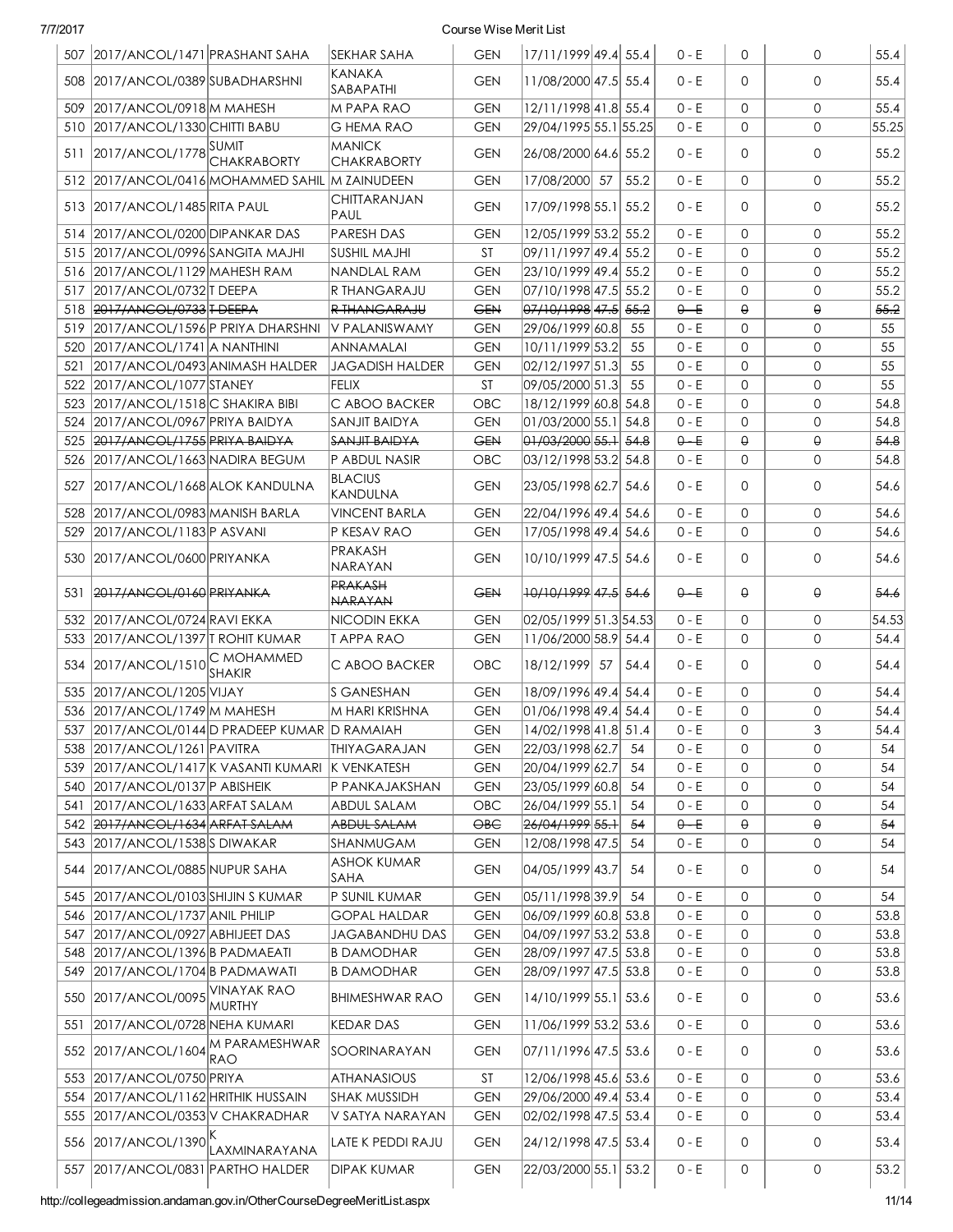| 507 | 2017/ANCOL/1471 | PRASHANT SAHA | SEKHAR SAHA | GEN | 17/11/1999 | 49.4 | 55.4 | 0 - E | 0 | 0 | 55.4 |
|---|---|---|---|---|---|---|---|---|---|---|---|
| 508 | 2017/ANCOL/0389 | SUBADHARSHNI | KANAKA SABAPATHI | GEN | 11/08/2000 | 47.5 | 55.4 | 0 - E | 0 | 0 | 55.4 |
| 509 | 2017/ANCOL/0918 | M MAHESH | M PAPA RAO | GEN | 12/11/1998 | 41.8 | 55.4 | 0 - E | 0 | 0 | 55.4 |
| 510 | 2017/ANCOL/1330 | CHITTI BABU | G HEMA RAO | GEN | 29/04/1995 | 55.1 | 55.25 | 0 - E | 0 | 0 | 55.25 |
| 511 | 2017/ANCOL/1778 | SUMIT CHAKRABORTY | MANICK CHAKRABORTY | GEN | 26/08/2000 | 64.6 | 55.2 | 0 - E | 0 | 0 | 55.2 |
| 512 | 2017/ANCOL/0416 | MOHAMMED SAHIL | M ZAINUDEEN | GEN | 17/08/2000 | 57 | 55.2 | 0 - E | 0 | 0 | 55.2 |
| 513 | 2017/ANCOL/1485 | RITA PAUL | CHITTARANJAN PAUL | GEN | 17/09/1998 | 55.1 | 55.2 | 0 - E | 0 | 0 | 55.2 |
| 514 | 2017/ANCOL/0200 | DIPANKAR DAS | PARESH DAS | GEN | 12/05/1999 | 53.2 | 55.2 | 0 - E | 0 | 0 | 55.2 |
| 515 | 2017/ANCOL/0996 | SANGITA MAJHI | SUSHIL MAJHI | ST | 09/11/1997 | 49.4 | 55.2 | 0 - E | 0 | 0 | 55.2 |
| 516 | 2017/ANCOL/1129 | MAHESH RAM | NANDLAL RAM | GEN | 23/10/1999 | 49.4 | 55.2 | 0 - E | 0 | 0 | 55.2 |
| 517 | 2017/ANCOL/0732 | T DEEPA | R THANGARAJU | GEN | 07/10/1998 | 47.5 | 55.2 | 0 - E | 0 | 0 | 55.2 |
| 518 | ~~2017/ANCOL/0733~~ | ~~T DEEPA~~ | ~~R THANGARAJU~~ | ~~GEN~~ | ~~07/10/1998~~ | ~~47.5~~ | ~~55.2~~ | ~~0 - E~~ | ~~0~~ | ~~0~~ | ~~55.2~~ |
| 519 | 2017/ANCOL/1596 | P PRIYA DHARSHNI | V PALANISWAMY | GEN | 29/06/1999 | 60.8 | 55 | 0 - E | 0 | 0 | 55 |
| 520 | 2017/ANCOL/1741 | A NANTHINI | ANNAMALAI | GEN | 10/11/1999 | 53.2 | 55 | 0 - E | 0 | 0 | 55 |
| 521 | 2017/ANCOL/0493 | ANIMASH HALDER | JAGADISH HALDER | GEN | 02/12/1997 | 51.3 | 55 | 0 - E | 0 | 0 | 55 |
| 522 | 2017/ANCOL/1077 | STANEY | FELIX | ST | 09/05/2000 | 51.3 | 55 | 0 - E | 0 | 0 | 55 |
| 523 | 2017/ANCOL/1518 | C SHAKIRA BIBI | C ABOO BACKER | OBC | 18/12/1999 | 60.8 | 54.8 | 0 - E | 0 | 0 | 54.8 |
| 524 | 2017/ANCOL/0967 | PRIYA BAIDYA | SANJIT BAIDYA | GEN | 01/03/2000 | 55.1 | 54.8 | 0 - E | 0 | 0 | 54.8 |
| 525 | ~~2017/ANCOL/1755~~ | ~~PRIYA BAIDYA~~ | ~~SANJIT BAIDYA~~ | ~~GEN~~ | ~~01/03/2000~~ | ~~55.1~~ | ~~54.8~~ | ~~0 - E~~ | ~~0~~ | ~~0~~ | ~~54.8~~ |
| 526 | 2017/ANCOL/1663 | NADIRA BEGUM | P ABDUL NASIR | OBC | 03/12/1998 | 53.2 | 54.8 | 0 - E | 0 | 0 | 54.8 |
| 527 | 2017/ANCOL/1668 | ALOK KANDULNA | BLACIUS KANDULNA | GEN | 23/05/1998 | 62.7 | 54.6 | 0 - E | 0 | 0 | 54.6 |
| 528 | 2017/ANCOL/0983 | MANISH BARLA | VINCENT BARLA | GEN | 22/04/1996 | 49.4 | 54.6 | 0 - E | 0 | 0 | 54.6 |
| 529 | 2017/ANCOL/1183 | P ASVANI | P KESAV RAO | GEN | 17/05/1998 | 49.4 | 54.6 | 0 - E | 0 | 0 | 54.6 |
| 530 | 2017/ANCOL/0600 | PRIYANKA | PRAKASH NARAYAN | GEN | 10/10/1999 | 47.5 | 54.6 | 0 - E | 0 | 0 | 54.6 |
| 531 | ~~2017/ANCOL/0160~~ | ~~PRIYANKA~~ | ~~PRAKASH NARAYAN~~ | ~~GEN~~ | ~~10/10/1999~~ | ~~47.5~~ | ~~54.6~~ | ~~0 - E~~ | ~~0~~ | ~~0~~ | ~~54.6~~ |
| 532 | 2017/ANCOL/0724 | RAVI EKKA | NICODIN EKKA | GEN | 02/05/1999 | 51.3 | 54.53 | 0 - E | 0 | 0 | 54.53 |
| 533 | 2017/ANCOL/1397 | T ROHIT KUMAR | T APPA RAO | GEN | 11/06/2000 | 58.9 | 54.4 | 0 - E | 0 | 0 | 54.4 |
| 534 | 2017/ANCOL/1510 | C MOHAMMED SHAKIR | C ABOO BACKER | OBC | 18/12/1999 | 57 | 54.4 | 0 - E | 0 | 0 | 54.4 |
| 535 | 2017/ANCOL/1205 | VIJAY | S GANESHAN | GEN | 18/09/1996 | 49.4 | 54.4 | 0 - E | 0 | 0 | 54.4 |
| 536 | 2017/ANCOL/1749 | M MAHESH | M HARI KRISHNA | GEN | 01/06/1998 | 49.4 | 54.4 | 0 - E | 0 | 0 | 54.4 |
| 537 | 2017/ANCOL/0144 | D PRADEEP KUMAR | D RAMAIAH | GEN | 14/02/1998 | 41.8 | 51.4 | 0 - E | 0 | 3 | 54.4 |
| 538 | 2017/ANCOL/1261 | PAVITRA | THIYAGARAJAN | GEN | 22/03/1998 | 62.7 | 54 | 0 - E | 0 | 0 | 54 |
| 539 | 2017/ANCOL/1417 | K VASANTI KUMARI | K VENKATESH | GEN | 20/04/1999 | 62.7 | 54 | 0 - E | 0 | 0 | 54 |
| 540 | 2017/ANCOL/0137 | P ABISHEIK | P PANKAJAKSHAN | GEN | 23/05/1999 | 60.8 | 54 | 0 - E | 0 | 0 | 54 |
| 541 | 2017/ANCOL/1633 | ARFAT SALAM | ABDUL SALAM | OBC | 26/04/1999 | 55.1 | 54 | 0 - E | 0 | 0 | 54 |
| 542 | ~~2017/ANCOL/1634~~ | ~~ARFAT SALAM~~ | ~~ABDUL SALAM~~ | ~~OBC~~ | ~~26/04/1999~~ | ~~55.1~~ | ~~54~~ | ~~0 - E~~ | ~~0~~ | ~~0~~ | ~~54~~ |
| 543 | 2017/ANCOL/1538 | S DIWAKAR | SHANMUGAM | GEN | 12/08/1998 | 47.5 | 54 | 0 - E | 0 | 0 | 54 |
| 544 | 2017/ANCOL/0885 | NUPUR SAHA | ASHOK KUMAR SAHA | GEN | 04/05/1999 | 43.7 | 54 | 0 - E | 0 | 0 | 54 |
| 545 | 2017/ANCOL/0103 | SHIJIN S KUMAR | P SUNIL KUMAR | GEN | 05/11/1998 | 39.9 | 54 | 0 - E | 0 | 0 | 54 |
| 546 | 2017/ANCOL/1737 | ANIL PHILIP | GOPAL HALDAR | GEN | 06/09/1999 | 60.8 | 53.8 | 0 - E | 0 | 0 | 53.8 |
| 547 | 2017/ANCOL/0927 | ABHIJEET DAS | JAGABANDHU DAS | GEN | 04/09/1997 | 53.2 | 53.8 | 0 - E | 0 | 0 | 53.8 |
| 548 | 2017/ANCOL/1396 | B PADMAEATI | B DAMODHAR | GEN | 28/09/1997 | 47.5 | 53.8 | 0 - E | 0 | 0 | 53.8 |
| 549 | 2017/ANCOL/1704 | B PADMAWATI | B DAMODHAR | GEN | 28/09/1997 | 47.5 | 53.8 | 0 - E | 0 | 0 | 53.8 |
| 550 | 2017/ANCOL/0095 | VINAYAK RAO MURTHY | BHIMESHWAR RAO | GEN | 14/10/1999 | 55.1 | 53.6 | 0 - E | 0 | 0 | 53.6 |
| 551 | 2017/ANCOL/0728 | NEHA KUMARI | KEDAR DAS | GEN | 11/06/1999 | 53.2 | 53.6 | 0 - E | 0 | 0 | 53.6 |
| 552 | 2017/ANCOL/1604 | M PARAMESHWAR RAO | SOORINARAYAN | GEN | 07/11/1996 | 47.5 | 53.6 | 0 - E | 0 | 0 | 53.6 |
| 553 | 2017/ANCOL/0750 | PRIYA | ATHANASIOUS | ST | 12/06/1998 | 45.6 | 53.6 | 0 - E | 0 | 0 | 53.6 |
| 554 | 2017/ANCOL/1162 | HRITHIK HUSSAIN | SHAK MUSSIDH | GEN | 29/06/2000 | 49.4 | 53.4 | 0 - E | 0 | 0 | 53.4 |
| 555 | 2017/ANCOL/0353 | V CHAKRADHAR | V SATYA NARAYAN | GEN | 02/02/1998 | 47.5 | 53.4 | 0 - E | 0 | 0 | 53.4 |
| 556 | 2017/ANCOL/1390 | K LAXMINARAYANA | LATE K PEDDI RAJU | GEN | 24/12/1998 | 47.5 | 53.4 | 0 - E | 0 | 0 | 53.4 |
| 557 | 2017/ANCOL/0831 | PARTHO HALDER | DIPAK KUMAR | GEN | 22/03/2000 | 55.1 | 53.2 | 0 - E | 0 | 0 | 53.2 |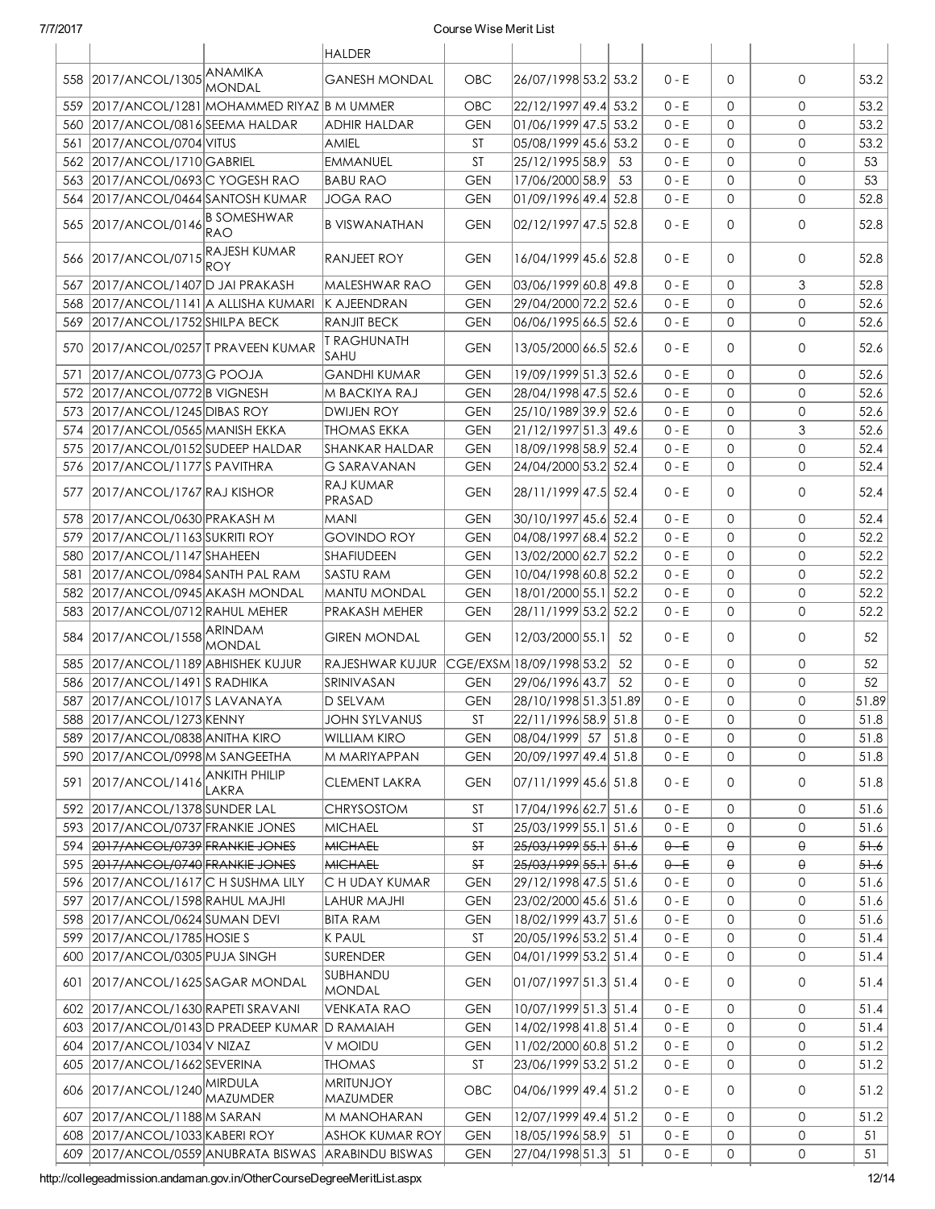| | | | HALDER | | | | | | | | |
|---|---|---|---|---|---|---|---|---|---|---|---|
| 558 | 2017/ANCOL/1305 | ANAMIKA MONDAL | GANESH MONDAL | OBC | 26/07/1998 | 53.2 | 53.2 | 0 - E | 0 | 0 | 53.2 |
| 559 | 2017/ANCOL/1281 | MOHAMMED RIYAZ | B M UMMER | OBC | 22/12/1997 | 49.4 | 53.2 | 0 - E | 0 | 0 | 53.2 |
| 560 | 2017/ANCOL/0816 | SEEMA HALDAR | ADHIR HALDAR | GEN | 01/06/1999 | 47.5 | 53.2 | 0 - E | 0 | 0 | 53.2 |
| 561 | 2017/ANCOL/0704 | VITUS | AMIEL | ST | 05/08/1999 | 45.6 | 53.2 | 0 - E | 0 | 0 | 53.2 |
| 562 | 2017/ANCOL/1710 | GABRIEL | EMMANUEL | ST | 25/12/1995 | 58.9 | 53 | 0 - E | 0 | 0 | 53 |
| 563 | 2017/ANCOL/0693 | C YOGESH RAO | BABU RAO | GEN | 17/06/2000 | 58.9 | 53 | 0 - E | 0 | 0 | 53 |
| 564 | 2017/ANCOL/0464 | SANTOSH KUMAR | JOGA RAO | GEN | 01/09/1996 | 49.4 | 52.8 | 0 - E | 0 | 0 | 52.8 |
| 565 | 2017/ANCOL/0146 | B SOMESHWAR RAO | B VISWANATHAN | GEN | 02/12/1997 | 47.5 | 52.8 | 0 - E | 0 | 0 | 52.8 |
| 566 | 2017/ANCOL/0715 | RAJESH KUMAR ROY | RANJEET ROY | GEN | 16/04/1999 | 45.6 | 52.8 | 0 - E | 0 | 0 | 52.8 |
| 567 | 2017/ANCOL/1407 | D JAI PRAKASH | MALESHWAR RAO | GEN | 03/06/1999 | 60.8 | 49.8 | 0 - E | 0 | 3 | 52.8 |
| 568 | 2017/ANCOL/1141 | A ALLISHA KUMARI | K AJEENDRAN | GEN | 29/04/2000 | 72.2 | 52.6 | 0 - E | 0 | 0 | 52.6 |
| 569 | 2017/ANCOL/1752 | SHILPA BECK | RANJIT BECK | GEN | 06/06/1995 | 66.5 | 52.6 | 0 - E | 0 | 0 | 52.6 |
| 570 | 2017/ANCOL/0257 | T PRAVEEN KUMAR | T RAGHUNATH SAHU | GEN | 13/05/2000 | 66.5 | 52.6 | 0 - E | 0 | 0 | 52.6 |
| 571 | 2017/ANCOL/0773 | G POOJA | GANDHI KUMAR | GEN | 19/09/1999 | 51.3 | 52.6 | 0 - E | 0 | 0 | 52.6 |
| 572 | 2017/ANCOL/0772 | B VIGNESH | M BACKIYA RAJ | GEN | 28/04/1998 | 47.5 | 52.6 | 0 - E | 0 | 0 | 52.6 |
| 573 | 2017/ANCOL/1245 | DIBAS ROY | DWIJEN ROY | GEN | 25/10/1989 | 39.9 | 52.6 | 0 - E | 0 | 0 | 52.6 |
| 574 | 2017/ANCOL/0565 | MANISH EKKA | THOMAS EKKA | GEN | 21/12/1997 | 51.3 | 49.6 | 0 - E | 0 | 3 | 52.6 |
| 575 | 2017/ANCOL/0152 | SUDEEP HALDAR | SHANKAR HALDAR | GEN | 18/09/1998 | 58.9 | 52.4 | 0 - E | 0 | 0 | 52.4 |
| 576 | 2017/ANCOL/1177 | S PAVITHRA | G SARAVANAN | GEN | 24/04/2000 | 53.2 | 52.4 | 0 - E | 0 | 0 | 52.4 |
| 577 | 2017/ANCOL/1767 | RAJ KISHOR | RAJ KUMAR PRASAD | GEN | 28/11/1999 | 47.5 | 52.4 | 0 - E | 0 | 0 | 52.4 |
| 578 | 2017/ANCOL/0630 | PRAKASH M | MANI | GEN | 30/10/1997 | 45.6 | 52.4 | 0 - E | 0 | 0 | 52.4 |
| 579 | 2017/ANCOL/1163 | SUKRITI ROY | GOVINDO ROY | GEN | 04/08/1997 | 68.4 | 52.2 | 0 - E | 0 | 0 | 52.2 |
| 580 | 2017/ANCOL/1147 | SHAHEEN | SHAFIUDEEN | GEN | 13/02/2000 | 62.7 | 52.2 | 0 - E | 0 | 0 | 52.2 |
| 581 | 2017/ANCOL/0984 | SANTH PAL RAM | SASTU RAM | GEN | 10/04/1998 | 60.8 | 52.2 | 0 - E | 0 | 0 | 52.2 |
| 582 | 2017/ANCOL/0945 | AKASH MONDAL | MANTU MONDAL | GEN | 18/01/2000 | 55.1 | 52.2 | 0 - E | 0 | 0 | 52.2 |
| 583 | 2017/ANCOL/0712 | RAHUL MEHER | PRAKASH MEHER | GEN | 28/11/1999 | 53.2 | 52.2 | 0 - E | 0 | 0 | 52.2 |
| 584 | 2017/ANCOL/1558 | ARINDAM MONDAL | GIREN MONDAL | GEN | 12/03/2000 | 55.1 | 52 | 0 - E | 0 | 0 | 52 |
| 585 | 2017/ANCOL/1189 | ABHISHEK KUJUR | RAJESHWAR KUJUR | CGE/EXSM | 18/09/1998 | 53.2 | 52 | 0 - E | 0 | 0 | 52 |
| 586 | 2017/ANCOL/1491 | S RADHIKA | SRINIVASAN | GEN | 29/06/1996 | 43.7 | 52 | 0 - E | 0 | 0 | 52 |
| 587 | 2017/ANCOL/1017 | S LAVANAYA | D SELVAM | GEN | 28/10/1998 | 51.3 | 51.89 | 0 - E | 0 | 0 | 51.89 |
| 588 | 2017/ANCOL/1273 | KENNY | JOHN SYLVANUS | ST | 22/11/1996 | 58.9 | 51.8 | 0 - E | 0 | 0 | 51.8 |
| 589 | 2017/ANCOL/0838 | ANITHA KIRO | WILLIAM KIRO | GEN | 08/04/1999 | 57 | 51.8 | 0 - E | 0 | 0 | 51.8 |
| 590 | 2017/ANCOL/0998 | M SANGEETHA | M MARIYAPPAN | GEN | 20/09/1997 | 49.4 | 51.8 | 0 - E | 0 | 0 | 51.8 |
| 591 | 2017/ANCOL/1416 | ANKITH PHILIP LAKRA | CLEMENT LAKRA | GEN | 07/11/1999 | 45.6 | 51.8 | 0 - E | 0 | 0 | 51.8 |
| 592 | 2017/ANCOL/1378 | SUNDER LAL | CHRYSOSTOM | ST | 17/04/1996 | 62.7 | 51.6 | 0 - E | 0 | 0 | 51.6 |
| 593 | 2017/ANCOL/0737 | FRANKIE JONES | MICHAEL | ST | 25/03/1999 | 55.1 | 51.6 | 0 - E | 0 | 0 | 51.6 |
| 594 | ~~2017/ANCOL/0739~~ | ~~FRANKIE JONES~~ | ~~MICHAEL~~ | ~~ST~~ | ~~25/03/1999~~ | ~~55.1~~ | ~~51.6~~ | ~~0 - E~~ | ~~0~~ | ~~0~~ | ~~51.6~~ |
| 595 | ~~2017/ANCOL/0740~~ | ~~FRANKIE JONES~~ | ~~MICHAEL~~ | ~~ST~~ | ~~25/03/1999~~ | ~~55.1~~ | ~~51.6~~ | ~~0 - E~~ | ~~0~~ | ~~0~~ | ~~51.6~~ |
| 596 | 2017/ANCOL/1617 | C H SUSHMA LILY | C H UDAY KUMAR | GEN | 29/12/1998 | 47.5 | 51.6 | 0 - E | 0 | 0 | 51.6 |
| 597 | 2017/ANCOL/1598 | RAHUL MAJHI | LAHUR MAJHI | GEN | 23/02/2000 | 45.6 | 51.6 | 0 - E | 0 | 0 | 51.6 |
| 598 | 2017/ANCOL/0624 | SUMAN DEVI | BITA RAM | GEN | 18/02/1999 | 43.7 | 51.6 | 0 - E | 0 | 0 | 51.6 |
| 599 | 2017/ANCOL/1785 | HOSIE S | K PAUL | ST | 20/05/1996 | 53.2 | 51.4 | 0 - E | 0 | 0 | 51.4 |
| 600 | 2017/ANCOL/0305 | PUJA SINGH | SURENDER | GEN | 04/01/1999 | 53.2 | 51.4 | 0 - E | 0 | 0 | 51.4 |
| 601 | 2017/ANCOL/1625 | SAGAR MONDAL | SUBHANDU MONDAL | GEN | 01/07/1997 | 51.3 | 51.4 | 0 - E | 0 | 0 | 51.4 |
| 602 | 2017/ANCOL/1630 | RAPETI SRAVANI | VENKATA RAO | GEN | 10/07/1999 | 51.3 | 51.4 | 0 - E | 0 | 0 | 51.4 |
| 603 | 2017/ANCOL/0143 | D PRADEEP KUMAR | D RAMAIAH | GEN | 14/02/1998 | 41.8 | 51.4 | 0 - E | 0 | 0 | 51.4 |
| 604 | 2017/ANCOL/1034 | V NIZAZ | V MOIDU | GEN | 11/02/2000 | 60.8 | 51.2 | 0 - E | 0 | 0 | 51.2 |
| 605 | 2017/ANCOL/1662 | SEVERINA | THOMAS | ST | 23/06/1999 | 53.2 | 51.2 | 0 - E | 0 | 0 | 51.2 |
| 606 | 2017/ANCOL/1240 | MIRDULA MAZUMDER | MRITUNJOY MAZUMDER | OBC | 04/06/1999 | 49.4 | 51.2 | 0 - E | 0 | 0 | 51.2 |
| 607 | 2017/ANCOL/1188 | M SARAN | M MANOHARAN | GEN | 12/07/1999 | 49.4 | 51.2 | 0 - E | 0 | 0 | 51.2 |
| 608 | 2017/ANCOL/1033 | KABERI ROY | ASHOK KUMAR ROY | GEN | 18/05/1996 | 58.9 | 51 | 0 - E | 0 | 0 | 51 |
| 609 | 2017/ANCOL/0559 | ANUBRATA BISWAS | ARABINDU BISWAS | GEN | 27/04/1998 | 51.3 | 51 | 0 - E | 0 | 0 | 51 |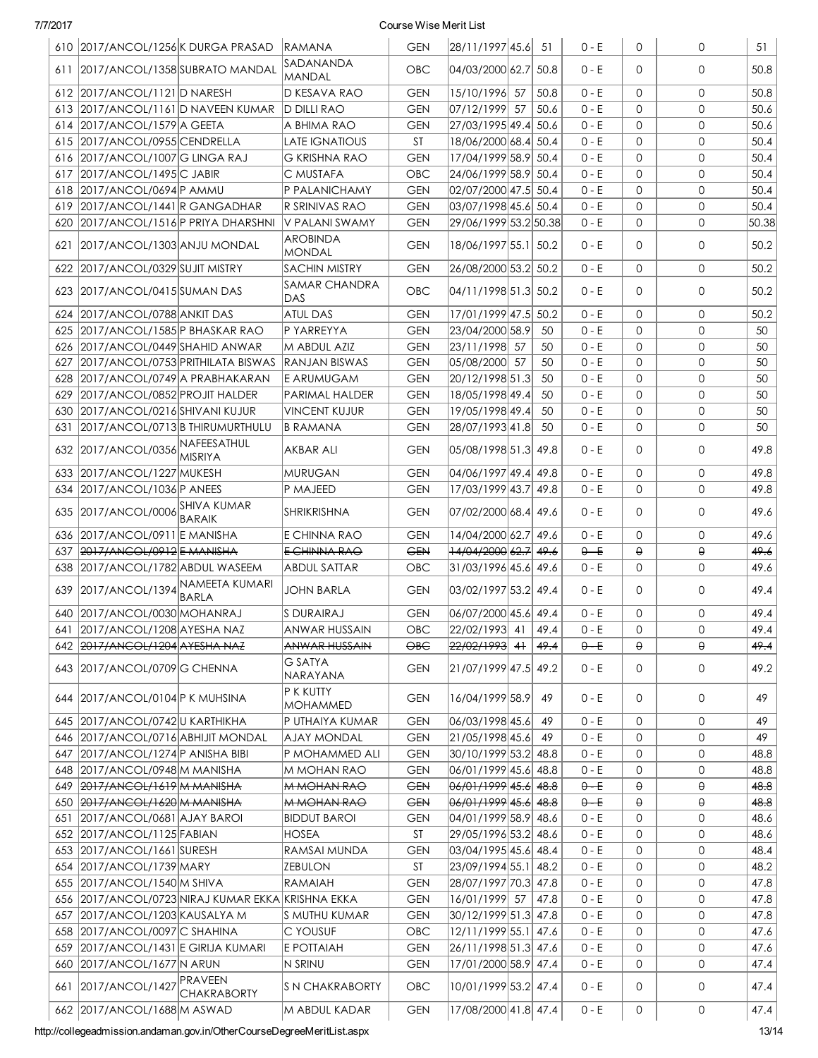| 610 | 2017/ANCOL/1256 | K DURGA PRASAD | RAMANA | GEN | 28/11/1997 | 45.6 | 51 | 0 - E | 0 | 0 | 51 |
|---|---|---|---|---|---|---|---|---|---|---|---|
| 611 | 2017/ANCOL/1358 | SUBRATO MANDAL | SADANANDA MANDAL | OBC | 04/03/2000 | 62.7 | 50.8 | 0 - E | 0 | 0 | 50.8 |
| 612 | 2017/ANCOL/1121 | D NARESH | D KESAVA RAO | GEN | 15/10/1996 | 57 | 50.8 | 0 - E | 0 | 0 | 50.8 |
| 613 | 2017/ANCOL/1161 | D NAVEEN KUMAR | D DILLI RAO | GEN | 07/12/1999 | 57 | 50.6 | 0 - E | 0 | 0 | 50.6 |
| 614 | 2017/ANCOL/1579 | A GEETA | A BHIMA RAO | GEN | 27/03/1995 | 49.4 | 50.6 | 0 - E | 0 | 0 | 50.6 |
| 615 | 2017/ANCOL/0955 | CENDRELLA | LATE IGNATIOUS | ST | 18/06/2000 | 68.4 | 50.4 | 0 - E | 0 | 0 | 50.4 |
| 616 | 2017/ANCOL/1007 | G LINGA RAJ | G KRISHNA RAO | GEN | 17/04/1999 | 58.9 | 50.4 | 0 - E | 0 | 0 | 50.4 |
| 617 | 2017/ANCOL/1495 | C JABIR | C MUSTAFA | OBC | 24/06/1999 | 58.9 | 50.4 | 0 - E | 0 | 0 | 50.4 |
| 618 | 2017/ANCOL/0694 | P AMMU | P PALANICHAMY | GEN | 02/07/2000 | 47.5 | 50.4 | 0 - E | 0 | 0 | 50.4 |
| 619 | 2017/ANCOL/1441 | R GANGADHAR | R SRINIVAS RAO | GEN | 03/07/1998 | 45.6 | 50.4 | 0 - E | 0 | 0 | 50.4 |
| 620 | 2017/ANCOL/1516 | P PRIYA DHARSHNI | V PALANI SWAMY | GEN | 29/06/1999 | 53.2 | 50.38 | 0 - E | 0 | 0 | 50.38 |
| 621 | 2017/ANCOL/1303 | ANJU MONDAL | AROBINDA MONDAL | GEN | 18/06/1997 | 55.1 | 50.2 | 0 - E | 0 | 0 | 50.2 |
| 622 | 2017/ANCOL/0329 | SUJIT MISTRY | SACHIN MISTRY | GEN | 26/08/2000 | 53.2 | 50.2 | 0 - E | 0 | 0 | 50.2 |
| 623 | 2017/ANCOL/0415 | SUMAN DAS | SAMAR CHANDRA DAS | OBC | 04/11/1998 | 51.3 | 50.2 | 0 - E | 0 | 0 | 50.2 |
| 624 | 2017/ANCOL/0788 | ANKIT DAS | ATUL DAS | GEN | 17/01/1999 | 47.5 | 50.2 | 0 - E | 0 | 0 | 50.2 |
| 625 | 2017/ANCOL/1585 | P BHASKAR RAO | P YARREYYA | GEN | 23/04/2000 | 58.9 | 50 | 0 - E | 0 | 0 | 50 |
| 626 | 2017/ANCOL/0449 | SHAHID ANWAR | M ABDUL AZIZ | GEN | 23/11/1998 | 57 | 50 | 0 - E | 0 | 0 | 50 |
| 627 | 2017/ANCOL/0753 | PRITHILATA BISWAS | RANJAN BISWAS | GEN | 05/08/2000 | 57 | 50 | 0 - E | 0 | 0 | 50 |
| 628 | 2017/ANCOL/0749 | A PRABHAKARAN | E ARUMUGAM | GEN | 20/12/1998 | 51.3 | 50 | 0 - E | 0 | 0 | 50 |
| 629 | 2017/ANCOL/0852 | PROJIT HALDER | PARIMAL HALDER | GEN | 18/05/1998 | 49.4 | 50 | 0 - E | 0 | 0 | 50 |
| 630 | 2017/ANCOL/0216 | SHIVANI KUJUR | VINCENT KUJUR | GEN | 19/05/1998 | 49.4 | 50 | 0 - E | 0 | 0 | 50 |
| 631 | 2017/ANCOL/0713 | B THIRUMURTHULU | B RAMANA | GEN | 28/07/1993 | 41.8 | 50 | 0 - E | 0 | 0 | 50 |
| 632 | 2017/ANCOL/0356 | NAFEESATHUL MISRIYA | AKBAR ALI | GEN | 05/08/1998 | 51.3 | 49.8 | 0 - E | 0 | 0 | 49.8 |
| 633 | 2017/ANCOL/1227 | MUKESH | MURUGAN | GEN | 04/06/1997 | 49.4 | 49.8 | 0 - E | 0 | 0 | 49.8 |
| 634 | 2017/ANCOL/1036 | P ANEES | P MAJEED | GEN | 17/03/1999 | 43.7 | 49.8 | 0 - E | 0 | 0 | 49.8 |
| 635 | 2017/ANCOL/0006 | SHIVA KUMAR BARAIK | SHRIKRISHNA | GEN | 07/02/2000 | 68.4 | 49.6 | 0 - E | 0 | 0 | 49.6 |
| 636 | 2017/ANCOL/0911 | E MANISHA | E CHINNA RAO | GEN | 14/04/2000 | 62.7 | 49.6 | 0 - E | 0 | 0 | 49.6 |
| 637 | ~~2017/ANCOL/0912~~ | ~~E MANISHA~~ | ~~E CHINNA RAO~~ | ~~GEN~~ | ~~14/04/2000~~ | ~~62.7~~ | ~~49.6~~ | ~~0 - E~~ | ~~0~~ | ~~0~~ | ~~49.6~~ |
| 638 | 2017/ANCOL/1782 | ABDUL WASEEM | ABDUL SATTAR | OBC | 31/03/1996 | 45.6 | 49.6 | 0 - E | 0 | 0 | 49.6 |
| 639 | 2017/ANCOL/1394 | NAMEETA KUMARI BARLA | JOHN BARLA | GEN | 03/02/1997 | 53.2 | 49.4 | 0 - E | 0 | 0 | 49.4 |
| 640 | 2017/ANCOL/0030 | MOHANRAJ | S DURAIRAJ | GEN | 06/07/2000 | 45.6 | 49.4 | 0 - E | 0 | 0 | 49.4 |
| 641 | 2017/ANCOL/1208 | AYESHA NAZ | ANWAR HUSSAIN | OBC | 22/02/1993 | 41 | 49.4 | 0 - E | 0 | 0 | 49.4 |
| 642 | ~~2017/ANCOL/1204~~ | ~~AYESHA NAZ~~ | ~~ANWAR HUSSAIN~~ | ~~OBC~~ | ~~22/02/1993~~ | ~~41~~ | ~~49.4~~ | ~~0 - E~~ | ~~0~~ | ~~0~~ | ~~49.4~~ |
| 643 | 2017/ANCOL/0709 | G CHENNA | G SATYA NARAYANA | GEN | 21/07/1999 | 47.5 | 49.2 | 0 - E | 0 | 0 | 49.2 |
| 644 | 2017/ANCOL/0104 | P K MUHSINA | P K KUTTY MOHAMMED | GEN | 16/04/1999 | 58.9 | 49 | 0 - E | 0 | 0 | 49 |
| 645 | 2017/ANCOL/0742 | U KARTHIKHA | P UTHAIYA KUMAR | GEN | 06/03/1998 | 45.6 | 49 | 0 - E | 0 | 0 | 49 |
| 646 | 2017/ANCOL/0716 | ABHIJIT MONDAL | AJAY MONDAL | GEN | 21/05/1998 | 45.6 | 49 | 0 - E | 0 | 0 | 49 |
| 647 | 2017/ANCOL/1274 | P ANISHA BIBI | P MOHAMMED ALI | GEN | 30/10/1999 | 53.2 | 48.8 | 0 - E | 0 | 0 | 48.8 |
| 648 | 2017/ANCOL/0948 | M MANISHA | M MOHAN RAO | GEN | 06/01/1999 | 45.6 | 48.8 | 0 - E | 0 | 0 | 48.8 |
| 649 | ~~2017/ANCOL/1619~~ | ~~M MANISHA~~ | ~~M MOHAN RAO~~ | ~~GEN~~ | ~~06/01/1999~~ | ~~45.6~~ | ~~48.8~~ | ~~0 - E~~ | ~~0~~ | ~~0~~ | ~~48.8~~ |
| 650 | ~~2017/ANCOL/1620~~ | ~~M MANISHA~~ | ~~M MOHAN RAO~~ | ~~GEN~~ | ~~06/01/1999~~ | ~~45.6~~ | ~~48.8~~ | ~~0 - E~~ | ~~0~~ | ~~0~~ | ~~48.8~~ |
| 651 | 2017/ANCOL/0681 | AJAY BAROI | BIDDUT BAROI | GEN | 04/01/1999 | 58.9 | 48.6 | 0 - E | 0 | 0 | 48.6 |
| 652 | 2017/ANCOL/1125 | FABIAN | HOSEA | ST | 29/05/1996 | 53.2 | 48.6 | 0 - E | 0 | 0 | 48.6 |
| 653 | 2017/ANCOL/1661 | SURESH | RAMSAI MUNDA | GEN | 03/04/1995 | 45.6 | 48.4 | 0 - E | 0 | 0 | 48.4 |
| 654 | 2017/ANCOL/1739 | MARY | ZEBULON | ST | 23/09/1994 | 55.1 | 48.2 | 0 - E | 0 | 0 | 48.2 |
| 655 | 2017/ANCOL/1540 | M SHIVA | RAMAIAH | GEN | 28/07/1997 | 70.3 | 47.8 | 0 - E | 0 | 0 | 47.8 |
| 656 | 2017/ANCOL/0723 | NIRAJ KUMAR EKKA | KRISHNA EKKA | GEN | 16/01/1999 | 57 | 47.8 | 0 - E | 0 | 0 | 47.8 |
| 657 | 2017/ANCOL/1203 | KAUSALYA M | S MUTHU KUMAR | GEN | 30/12/1999 | 51.3 | 47.8 | 0 - E | 0 | 0 | 47.8 |
| 658 | 2017/ANCOL/0097 | C SHAHINA | C YOUSUF | OBC | 12/11/1999 | 55.1 | 47.6 | 0 - E | 0 | 0 | 47.6 |
| 659 | 2017/ANCOL/1431 | E GIRIJA KUMARI | E POTTAIAH | GEN | 26/11/1998 | 51.3 | 47.6 | 0 - E | 0 | 0 | 47.6 |
| 660 | 2017/ANCOL/1677 | N ARUN | N SRINU | GEN | 17/01/2000 | 58.9 | 47.4 | 0 - E | 0 | 0 | 47.4 |
| 661 | 2017/ANCOL/1427 | PRAVEEN CHAKRABORTY | S N CHAKRABORTY | OBC | 10/01/1999 | 53.2 | 47.4 | 0 - E | 0 | 0 | 47.4 |
| 662 | 2017/ANCOL/1688 | M ASWAD | M ABDUL KADAR | GEN | 17/08/2000 | 41.8 | 47.4 | 0 - E | 0 | 0 | 47.4 |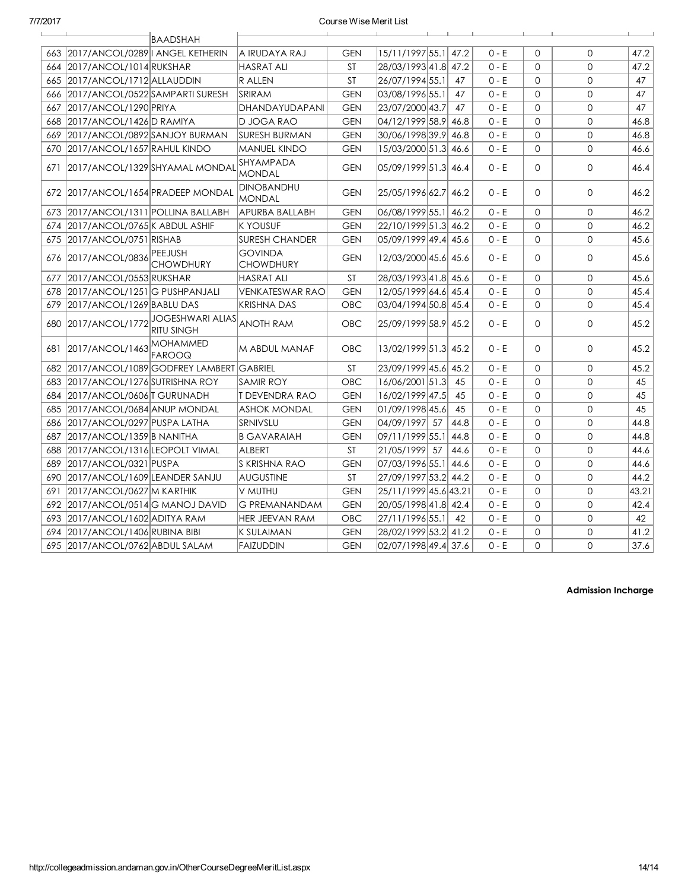| | | BAADSHAH | | | | | | | | | |
|---|---|---|---|---|---|---|---|---|---|---|---|
| 663 | 2017/ANCOL/0289 | I ANGEL KETHERIN | A IRUDAYA RAJ | GEN | 15/11/1997 | 55.1 | 47.2 | 0 - E | 0 | 0 | 47.2 |
| 664 | 2017/ANCOL/1014 | RUKSHAR | HASRAT ALI | ST | 28/03/1993 | 41.8 | 47.2 | 0 - E | 0 | 0 | 47.2 |
| 665 | 2017/ANCOL/1712 | ALLAUDDIN | R ALLEN | ST | 26/07/1994 | 55.1 | 47 | 0 - E | 0 | 0 | 47 |
| 666 | 2017/ANCOL/0522 | SAMPARTI SURESH | SRIRAM | GEN | 03/08/1996 | 55.1 | 47 | 0 - E | 0 | 0 | 47 |
| 667 | 2017/ANCOL/1290 | PRIYA | DHANDAYUDAPANI | GEN | 23/07/2000 | 43.7 | 47 | 0 - E | 0 | 0 | 47 |
| 668 | 2017/ANCOL/1426 | D RAMIYA | D JOGA RAO | GEN | 04/12/1999 | 58.9 | 46.8 | 0 - E | 0 | 0 | 46.8 |
| 669 | 2017/ANCOL/0892 | SANJOY BURMAN | SURESH BURMAN | GEN | 30/06/1998 | 39.9 | 46.8 | 0 - E | 0 | 0 | 46.8 |
| 670 | 2017/ANCOL/1657 | RAHUL KINDO | MANUEL KINDO | GEN | 15/03/2000 | 51.3 | 46.6 | 0 - E | 0 | 0 | 46.6 |
| 671 | 2017/ANCOL/1329 | SHYAMAL MONDAL | SHYAMPADA MONDAL | GEN | 05/09/1999 | 51.3 | 46.4 | 0 - E | 0 | 0 | 46.4 |
| 672 | 2017/ANCOL/1654 | PRADEEP MONDAL | DINOBANDHU MONDAL | GEN | 25/05/1996 | 62.7 | 46.2 | 0 - E | 0 | 0 | 46.2 |
| 673 | 2017/ANCOL/1311 | POLLINA BALLABH | APURBA BALLABH | GEN | 06/08/1999 | 55.1 | 46.2 | 0 - E | 0 | 0 | 46.2 |
| 674 | 2017/ANCOL/0765 | K ABDUL ASHIF | K YOUSUF | GEN | 22/10/1999 | 51.3 | 46.2 | 0 - E | 0 | 0 | 46.2 |
| 675 | 2017/ANCOL/0751 | RISHAB | SURESH CHANDER | GEN | 05/09/1999 | 49.4 | 45.6 | 0 - E | 0 | 0 | 45.6 |
| 676 | 2017/ANCOL/0836 | PEEJUSH CHOWDHURY | GOVINDA CHOWDHURY | GEN | 12/03/2000 | 45.6 | 45.6 | 0 - E | 0 | 0 | 45.6 |
| 677 | 2017/ANCOL/0553 | RUKSHAR | HASRAT ALI | ST | 28/03/1993 | 41.8 | 45.6 | 0 - E | 0 | 0 | 45.6 |
| 678 | 2017/ANCOL/1251 | G PUSHPANJALI | VENKATESWAR RAO | GEN | 12/05/1999 | 64.6 | 45.4 | 0 - E | 0 | 0 | 45.4 |
| 679 | 2017/ANCOL/1269 | BABLU DAS | KRISHNA DAS | OBC | 03/04/1994 | 50.8 | 45.4 | 0 - E | 0 | 0 | 45.4 |
| 680 | 2017/ANCOL/1772 | JOGESHWARI ALIAS RITU SINGH | ANOTH RAM | OBC | 25/09/1999 | 58.9 | 45.2 | 0 - E | 0 | 0 | 45.2 |
| 681 | 2017/ANCOL/1463 | MOHAMMED FAROOQ | M ABDUL MANAF | OBC | 13/02/1999 | 51.3 | 45.2 | 0 - E | 0 | 0 | 45.2 |
| 682 | 2017/ANCOL/1089 | GODFREY LAMBERT | GABRIEL | ST | 23/09/1999 | 45.6 | 45.2 | 0 - E | 0 | 0 | 45.2 |
| 683 | 2017/ANCOL/1276 | SUTRISHNA ROY | SAMIR ROY | OBC | 16/06/2001 | 51.3 | 45 | 0 - E | 0 | 0 | 45 |
| 684 | 2017/ANCOL/0606 | T GURUNADH | T DEVENDRA RAO | GEN | 16/02/1999 | 47.5 | 45 | 0 - E | 0 | 0 | 45 |
| 685 | 2017/ANCOL/0684 | ANUP MONDAL | ASHOK MONDAL | GEN | 01/09/1998 | 45.6 | 45 | 0 - E | 0 | 0 | 45 |
| 686 | 2017/ANCOL/0297 | PUSPA LATHA | SRNIVSLU | GEN | 04/09/1997 | 57 | 44.8 | 0 - E | 0 | 0 | 44.8 |
| 687 | 2017/ANCOL/1359 | B NANITHA | B GAVARAIAH | GEN | 09/11/1999 | 55.1 | 44.8 | 0 - E | 0 | 0 | 44.8 |
| 688 | 2017/ANCOL/1316 | LEOPOLT VIMAL | ALBERT | ST | 21/05/1999 | 57 | 44.6 | 0 - E | 0 | 0 | 44.6 |
| 689 | 2017/ANCOL/0321 | PUSPA | S KRISHNA RAO | GEN | 07/03/1996 | 55.1 | 44.6 | 0 - E | 0 | 0 | 44.6 |
| 690 | 2017/ANCOL/1609 | LEANDER SANJU | AUGUSTINE | ST | 27/09/1997 | 53.2 | 44.2 | 0 - E | 0 | 0 | 44.2 |
| 691 | 2017/ANCOL/0627 | M KARTHIK | V MUTHU | GEN | 25/11/1999 | 45.6 | 43.21 | 0 - E | 0 | 0 | 43.21 |
| 692 | 2017/ANCOL/0514 | G MANOJ DAVID | G PREMANANDAM | GEN | 20/05/1998 | 41.8 | 42.4 | 0 - E | 0 | 0 | 42.4 |
| 693 | 2017/ANCOL/1602 | ADITYA RAM | HER JEEVAN RAM | OBC | 27/11/1996 | 55.1 | 42 | 0 - E | 0 | 0 | 42 |
| 694 | 2017/ANCOL/1406 | RUBINA BIBI | K SULAIMAN | GEN | 28/02/1999 | 53.2 | 41.2 | 0 - E | 0 | 0 | 41.2 |
| 695 | 2017/ANCOL/0762 | ABDUL SALAM | FAIZUDDIN | GEN | 02/07/1998 | 49.4 | 37.6 | 0 - E | 0 | 0 | 37.6 |

**Admission Incharge**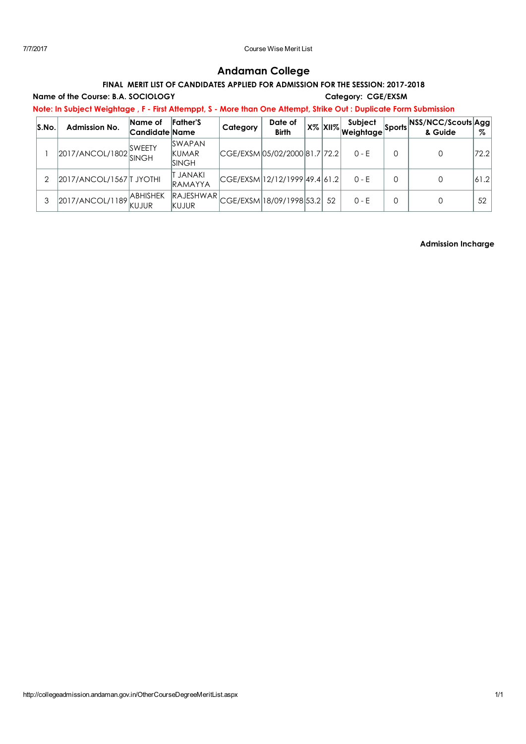# Andaman College

**FINAL MERIT LIST OF CANDIDATES APPLIED FOR ADMISSION FOR THE SESSION: 2017-2018**

**Name of the Course: B.A. SOCIOLOGY** **Category: CGE/EXSM**

**Note: In Subject Weightage , F - First Attemppt, S - More than One Attempt, Strike Out : Duplicate Form Submission**

| S.No. | Admission No. | Name of Candidate | Father'S Name | Category | Date of Birth | X% | XII% | Subject Weightage | Sports | NSS/NCC/Scouts & Guide | Agg % |
|---|---|---|---|---|---|---|---|---|---|---|---|
| 1 | 2017/ANCOL/1802 | SWEETY SINGH | SWAPAN KUMAR SINGH | CGE/EXSM | 05/02/2000 | 81.7 | 72.2 | 0 - E | 0 | 0 | 72.2 |
| 2 | 2017/ANCOL/1567 | T JYOTHI | T JANAKI RAMAYYA | CGE/EXSM | 12/12/1999 | 49.4 | 61.2 | 0 - E | 0 | 0 | 61.2 |
| 3 | 2017/ANCOL/1189 | ABHISHEK KUJUR | RAJESHWAR KUJUR | CGE/EXSM | 18/09/1998 | 53.2 | 52 | 0 - E | 0 | 0 | 52 |

**Admission Incharge**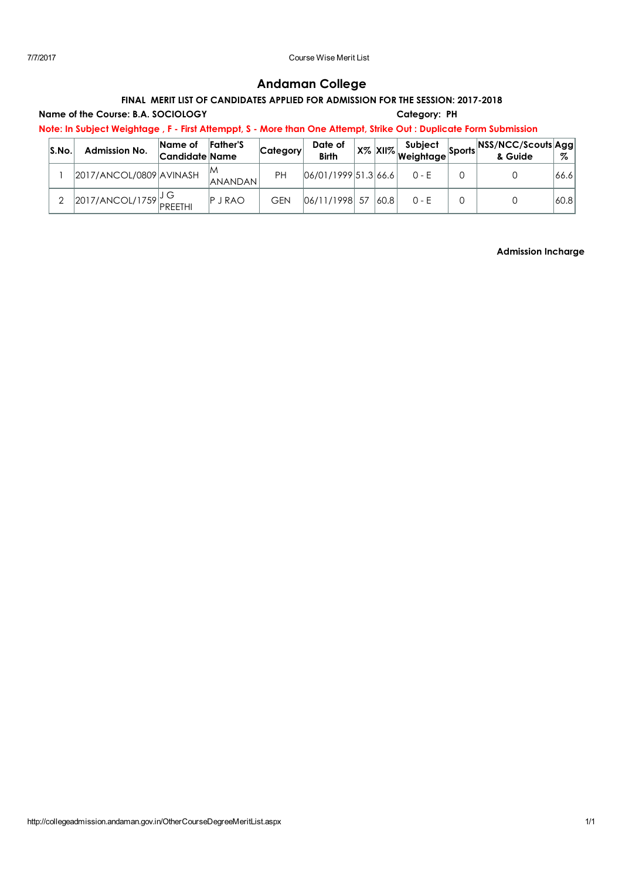# Andaman College

**FINAL MERIT LIST OF CANDIDATES APPLIED FOR ADMISSION FOR THE SESSION: 2017-2018**

**Name of the Course: B.A. SOCIOLOGY** **Category: PH**

**Note: In Subject Weightage , F - First Attemppt, S - More than One Attempt, Strike Out : Duplicate Form Submission**

| S.No. | Admission No. | Name of Candidate | Father'S Name | Category | Date of Birth | X% | XII% | Subject Weightage | Sports | NSS/NCC/Scouts & Guide | Agg % |
|---|---|---|---|---|---|---|---|---|---|---|---|
| 1 | 2017/ANCOL/0809 | AVINASH | M ANANDAN | PH | 06/01/1999 | 51.3 | 66.6 | 0 - E | 0 | 0 | 66.6 |
| 2 | 2017/ANCOL/1759 | J G PREETHI | P J RAO | GEN | 06/11/1998 | 57 | 60.8 | 0 - E | 0 | 0 | 60.8 |

**Admission Incharge**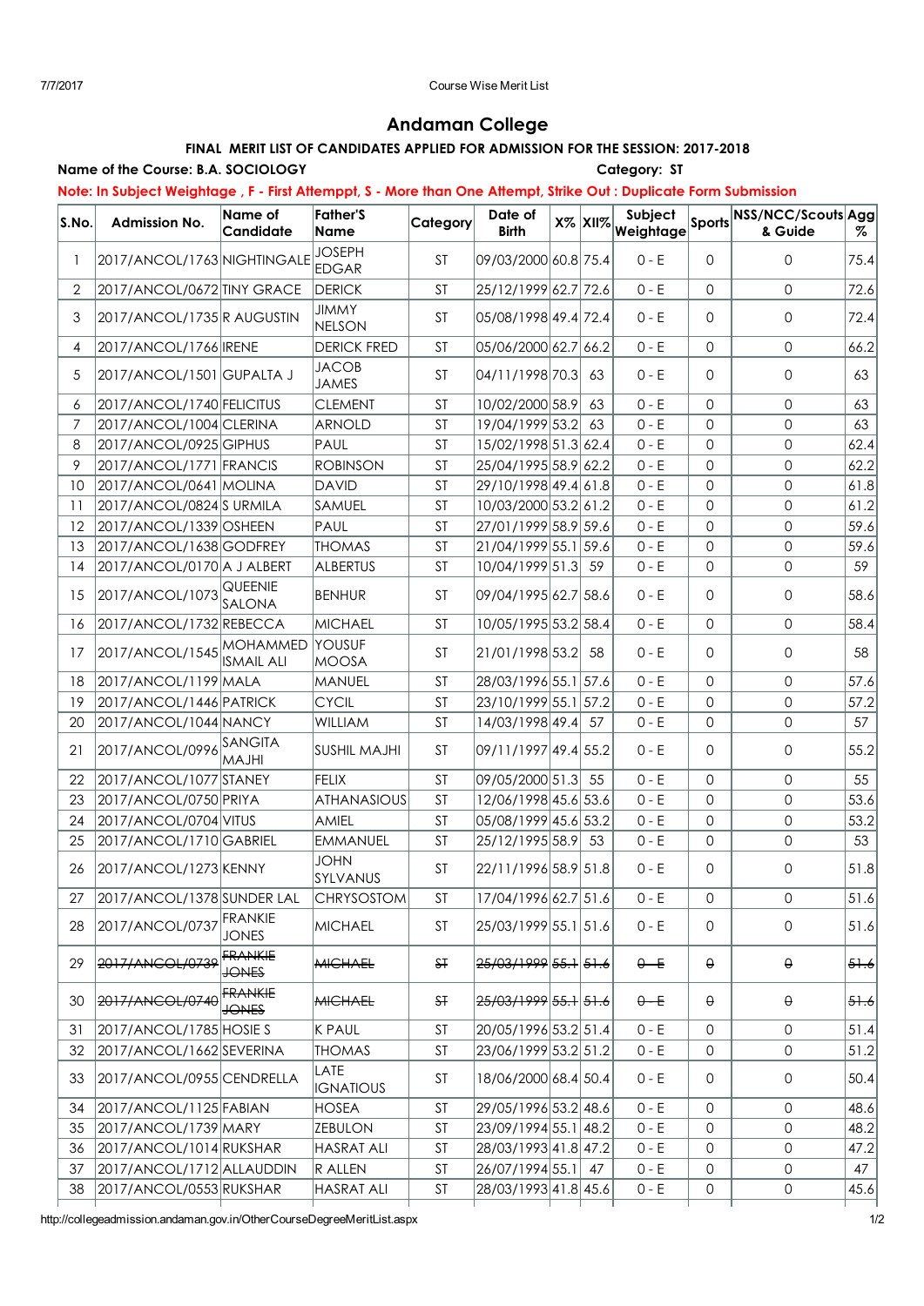# Andaman College

## FINAL MERIT LIST OF CANDIDATES APPLIED FOR ADMISSION FOR THE SESSION: 2017-2018

**Name of the Course: B.A. SOCIOLOGY** **Category: ST**

**Note: In Subject Weightage , F - First Attemppt, S - More than One Attempt, Strike Out : Duplicate Form Submission**

| S.No. | Admission No. | Name of Candidate | Father'S Name | Category | Date of Birth | X% | XII% | Subject Weightage | Sports | NSS/NCC/Scouts & Guide | Agg % |
|---|---|---|---|---|---|---|---|---|---|---|---|
| 1 | 2017/ANCOL/1763 | NIGHTINGALE | JOSEPH EDGAR | ST | 09/03/2000 | 60.8 | 75.4 | 0 - E | 0 | 0 | 75.4 |
| 2 | 2017/ANCOL/0672 | TINY GRACE | DERICK | ST | 25/12/1999 | 62.7 | 72.6 | 0 - E | 0 | 0 | 72.6 |
| 3 | 2017/ANCOL/1735 | R AUGUSTIN | JIMMY NELSON | ST | 05/08/1998 | 49.4 | 72.4 | 0 - E | 0 | 0 | 72.4 |
| 4 | 2017/ANCOL/1766 | IRENE | DERICK FRED | ST | 05/06/2000 | 62.7 | 66.2 | 0 - E | 0 | 0 | 66.2 |
| 5 | 2017/ANCOL/1501 | GUPALTA J | JACOB JAMES | ST | 04/11/1998 | 70.3 | 63 | 0 - E | 0 | 0 | 63 |
| 6 | 2017/ANCOL/1740 | FELICITUS | CLEMENT | ST | 10/02/2000 | 58.9 | 63 | 0 - E | 0 | 0 | 63 |
| 7 | 2017/ANCOL/1004 | CLERINA | ARNOLD | ST | 19/04/1999 | 53.2 | 63 | 0 - E | 0 | 0 | 63 |
| 8 | 2017/ANCOL/0925 | GIPHUS | PAUL | ST | 15/02/1998 | 51.3 | 62.4 | 0 - E | 0 | 0 | 62.4 |
| 9 | 2017/ANCOL/1771 | FRANCIS | ROBINSON | ST | 25/04/1995 | 58.9 | 62.2 | 0 - E | 0 | 0 | 62.2 |
| 10 | 2017/ANCOL/0641 | MOLINA | DAVID | ST | 29/10/1998 | 49.4 | 61.8 | 0 - E | 0 | 0 | 61.8 |
| 11 | 2017/ANCOL/0824 | S URMILA | SAMUEL | ST | 10/03/2000 | 53.2 | 61.2 | 0 - E | 0 | 0 | 61.2 |
| 12 | 2017/ANCOL/1339 | OSHEEN | PAUL | ST | 27/01/1999 | 58.9 | 59.6 | 0 - E | 0 | 0 | 59.6 |
| 13 | 2017/ANCOL/1638 | GODFREY | THOMAS | ST | 21/04/1999 | 55.1 | 59.6 | 0 - E | 0 | 0 | 59.6 |
| 14 | 2017/ANCOL/0170 | A J ALBERT | ALBERTUS | ST | 10/04/1999 | 51.3 | 59 | 0 - E | 0 | 0 | 59 |
| 15 | 2017/ANCOL/1073 | QUEENIE SALONA | BENHUR | ST | 09/04/1995 | 62.7 | 58.6 | 0 - E | 0 | 0 | 58.6 |
| 16 | 2017/ANCOL/1732 | REBECCA | MICHAEL | ST | 10/05/1995 | 53.2 | 58.4 | 0 - E | 0 | 0 | 58.4 |
| 17 | 2017/ANCOL/1545 | MOHAMMED ISMAIL ALI | YOUSUF MOOSA | ST | 21/01/1998 | 53.2 | 58 | 0 - E | 0 | 0 | 58 |
| 18 | 2017/ANCOL/1199 | MALA | MANUEL | ST | 28/03/1996 | 55.1 | 57.6 | 0 - E | 0 | 0 | 57.6 |
| 19 | 2017/ANCOL/1446 | PATRICK | CYCIL | ST | 23/10/1999 | 55.1 | 57.2 | 0 - E | 0 | 0 | 57.2 |
| 20 | 2017/ANCOL/1044 | NANCY | WILLIAM | ST | 14/03/1998 | 49.4 | 57 | 0 - E | 0 | 0 | 57 |
| 21 | 2017/ANCOL/0996 | SANGITA MAJHI | SUSHIL MAJHI | ST | 09/11/1997 | 49.4 | 55.2 | 0 - E | 0 | 0 | 55.2 |
| 22 | 2017/ANCOL/1077 | STANEY | FELIX | ST | 09/05/2000 | 51.3 | 55 | 0 - E | 0 | 0 | 55 |
| 23 | 2017/ANCOL/0750 | PRIYA | ATHANASIOUS | ST | 12/06/1998 | 45.6 | 53.6 | 0 - E | 0 | 0 | 53.6 |
| 24 | 2017/ANCOL/0704 | VITUS | AMIEL | ST | 05/08/1999 | 45.6 | 53.2 | 0 - E | 0 | 0 | 53.2 |
| 25 | 2017/ANCOL/1710 | GABRIEL | EMMANUEL | ST | 25/12/1995 | 58.9 | 53 | 0 - E | 0 | 0 | 53 |
| 26 | 2017/ANCOL/1273 | KENNY | JOHN SYLVANUS | ST | 22/11/1996 | 58.9 | 51.8 | 0 - E | 0 | 0 | 51.8 |
| 27 | 2017/ANCOL/1378 | SUNDER LAL | CHRYSOSTOM | ST | 17/04/1996 | 62.7 | 51.6 | 0 - E | 0 | 0 | 51.6 |
| 28 | 2017/ANCOL/0737 | FRANKIE JONES | MICHAEL | ST | 25/03/1999 | 55.1 | 51.6 | 0 - E | 0 | 0 | 51.6 |
| 29 | ~~2017/ANCOL/0739~~ | ~~FRANKIE JONES~~ | ~~MICHAEL~~ | ~~ST~~ | ~~25/03/1999~~ | ~~55.1~~ | ~~51.6~~ | ~~0 - E~~ | ~~0~~ | ~~0~~ | ~~51.6~~ |
| 30 | ~~2017/ANCOL/0740~~ | ~~FRANKIE JONES~~ | ~~MICHAEL~~ | ~~ST~~ | ~~25/03/1999~~ | ~~55.1~~ | ~~51.6~~ | ~~0 - E~~ | ~~0~~ | ~~0~~ | ~~51.6~~ |
| 31 | 2017/ANCOL/1785 | HOSIE S | K PAUL | ST | 20/05/1996 | 53.2 | 51.4 | 0 - E | 0 | 0 | 51.4 |
| 32 | 2017/ANCOL/1662 | SEVERINA | THOMAS | ST | 23/06/1999 | 53.2 | 51.2 | 0 - E | 0 | 0 | 51.2 |
| 33 | 2017/ANCOL/0955 | CENDRELLA | LATE IGNATIOUS | ST | 18/06/2000 | 68.4 | 50.4 | 0 - E | 0 | 0 | 50.4 |
| 34 | 2017/ANCOL/1125 | FABIAN | HOSEA | ST | 29/05/1996 | 53.2 | 48.6 | 0 - E | 0 | 0 | 48.6 |
| 35 | 2017/ANCOL/1739 | MARY | ZEBULON | ST | 23/09/1994 | 55.1 | 48.2 | 0 - E | 0 | 0 | 48.2 |
| 36 | 2017/ANCOL/1014 | RUKSHAR | HASRAT ALI | ST | 28/03/1993 | 41.8 | 47.2 | 0 - E | 0 | 0 | 47.2 |
| 37 | 2017/ANCOL/1712 | ALLAUDDIN | R ALLEN | ST | 26/07/1994 | 55.1 | 47 | 0 - E | 0 | 0 | 47 |
| 38 | 2017/ANCOL/0553 | RUKSHAR | HASRAT ALI | ST | 28/03/1993 | 41.8 | 45.6 | 0 - E | 0 | 0 | 45.6 |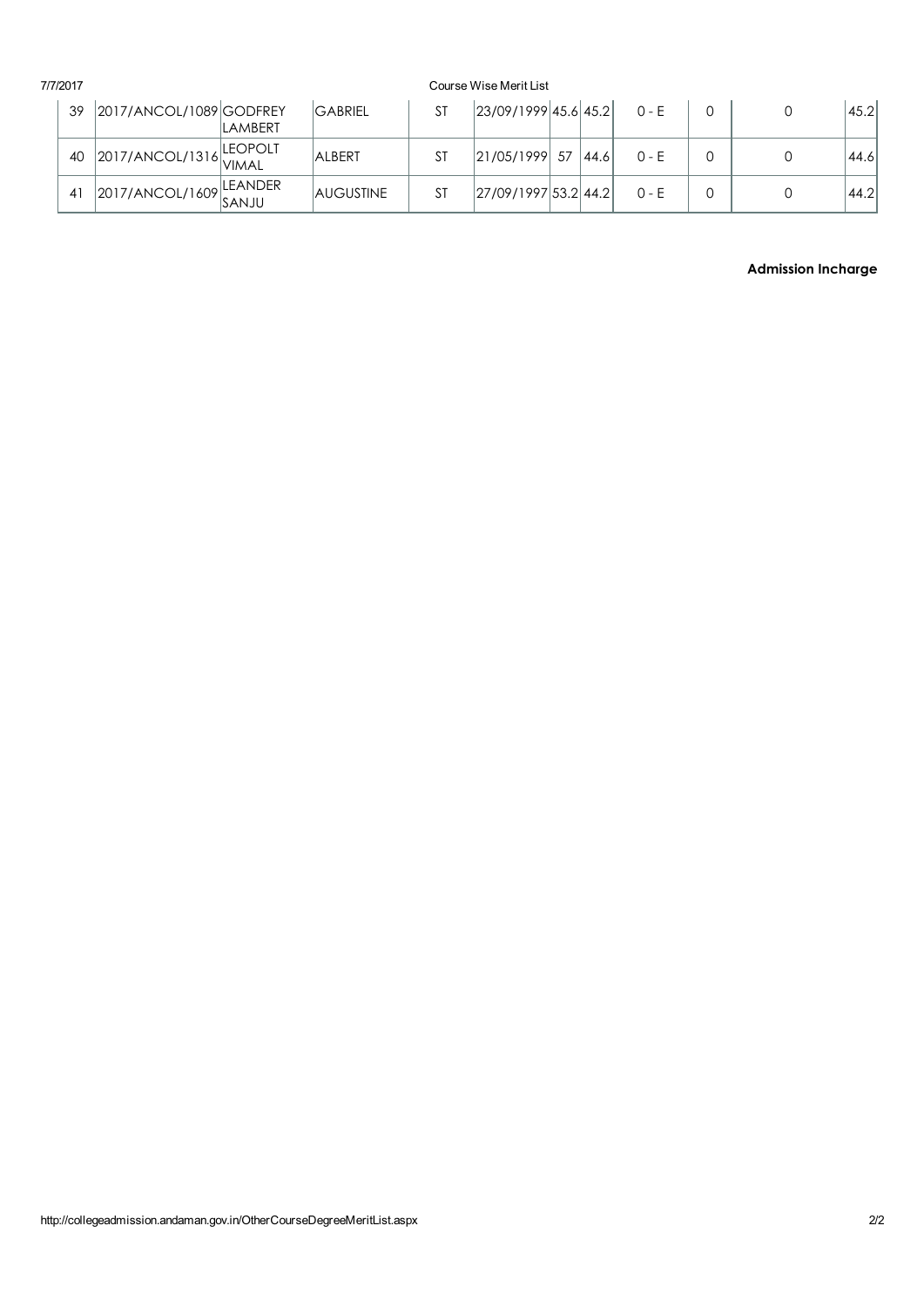| | | | | | | | | | | | |
|---|---|---|---|---|---|---|---|---|---|---|---|
| 39 | 2017/ANCOL/1089 | GODFREY LAMBERT | GABRIEL | ST | 23/09/1999 | 45.6 | 45.2 | 0 - E | 0 | 0 | 45.2 |
| 40 | 2017/ANCOL/1316 | LEOPOLT VIMAL | ALBERT | ST | 21/05/1999 | 57 | 44.6 | 0 - E | 0 | 0 | 44.6 |
| 41 | 2017/ANCOL/1609 | LEANDER SANJU | AUGUSTINE | ST | 27/09/1997 | 53.2 | 44.2 | 0 - E | 0 | 0 | 44.2 |

**Admission Incharge**